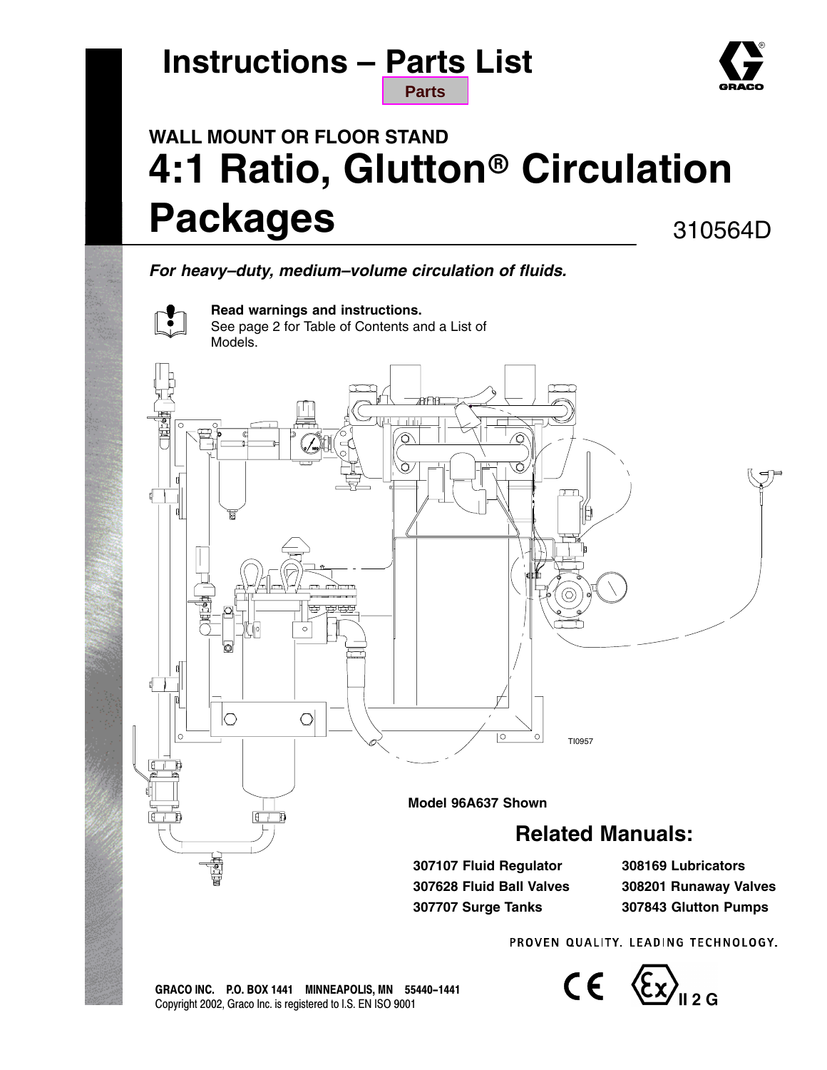# Instructions – Parts List

Parts

WALL MOUNT OR FLOOR STAND

# 4:1 Ratio, Glutton® Circulation Packages

310564D

***For heavy–duty, medium–volume circulation of fluids.***

**Read warnings and instructions.**
See page 2 for Table of Contents and a List of Models.

TI0957

**Model 96A637 Shown**

## Related Manuals:

**307107 Fluid Regulator**
**307628 Fluid Ball Valves**
**307707 Surge Tanks**
**308169 Lubricators**
**308201 Runaway Valves**
**307843 Glutton Pumps**

PROVEN QUALITY. LEADING TECHNOLOGY.

**GRACO INC. P.O. BOX 1441 MINNEAPOLIS, MN 55440–1441**
Copyright 2002, Graco Inc. is registered to I.S. EN ISO 9001

II 2 G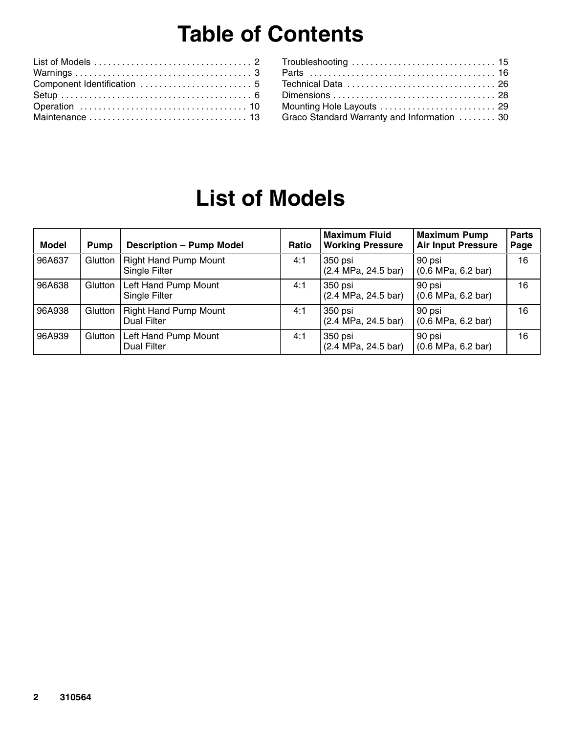# Table of Contents

List of Models . . . . . . . . . . . . . . . . . . . . . . . . . . . . . . . . . 2
Warnings . . . . . . . . . . . . . . . . . . . . . . . . . . . . . . . . . . . . . 3
Component Identification . . . . . . . . . . . . . . . . . . . . . . . 5
Setup . . . . . . . . . . . . . . . . . . . . . . . . . . . . . . . . . . . . . . . . 6
Operation . . . . . . . . . . . . . . . . . . . . . . . . . . . . . . . . . . . 10
Maintenance . . . . . . . . . . . . . . . . . . . . . . . . . . . . . . . . . 13
Troubleshooting . . . . . . . . . . . . . . . . . . . . . . . . . . . . . 15
Parts . . . . . . . . . . . . . . . . . . . . . . . . . . . . . . . . . . . . . . 16
Technical Data . . . . . . . . . . . . . . . . . . . . . . . . . . . . . . 26
Dimensions . . . . . . . . . . . . . . . . . . . . . . . . . . . . . . . . . 28
Mounting Hole Layouts . . . . . . . . . . . . . . . . . . . . . . . . 29
Graco Standard Warranty and Information . . . . . . . . 30

# List of Models

| Model | Pump | Description – Pump Model | Ratio | Maximum Fluid Working Pressure | Maximum Pump Air Input Pressure | Parts Page |
|---|---|---|---|---|---|---|
| 96A637 | Glutton | Right Hand Pump Mount Single Filter | 4:1 | 350 psi (2.4 MPa, 24.5 bar) | 90 psi (0.6 MPa, 6.2 bar) | 16 |
| 96A638 | Glutton | Left Hand Pump Mount Single Filter | 4:1 | 350 psi (2.4 MPa, 24.5 bar) | 90 psi (0.6 MPa, 6.2 bar) | 16 |
| 96A938 | Glutton | Right Hand Pump Mount Dual Filter | 4:1 | 350 psi (2.4 MPa, 24.5 bar) | 90 psi (0.6 MPa, 6.2 bar) | 16 |
| 96A939 | Glutton | Left Hand Pump Mount Dual Filter | 4:1 | 350 psi (2.4 MPa, 24.5 bar) | 90 psi (0.6 MPa, 6.2 bar) | 16 |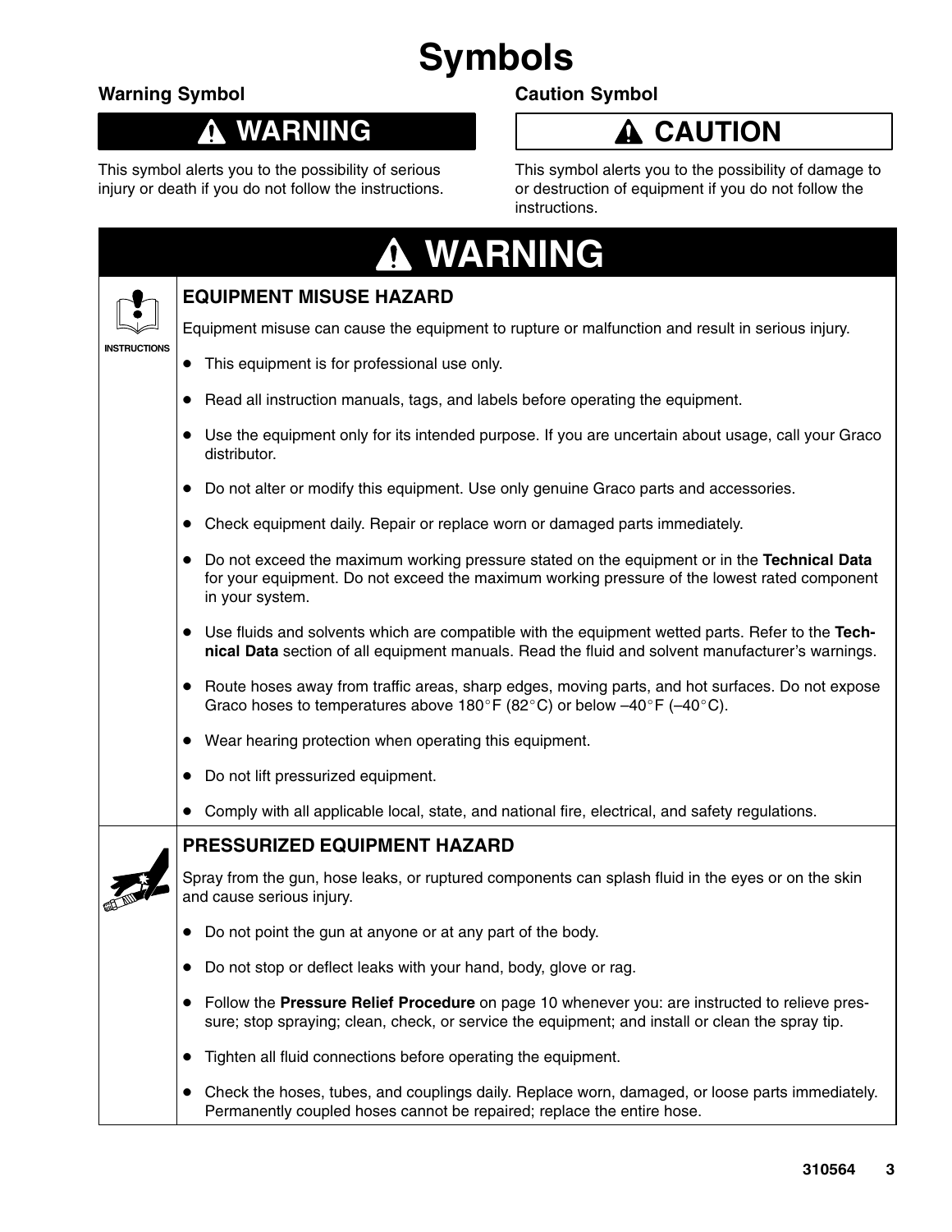# Symbols

## Warning Symbol

### ⚠ WARNING

This symbol alerts you to the possibility of serious injury or death if you do not follow the instructions.

## Caution Symbol

### ⚠ CAUTION

This symbol alerts you to the possibility of damage to or destruction of equipment if you do not follow the instructions.

## ⚠ WARNING

INSTRUCTIONS

### EQUIPMENT MISUSE HAZARD

Equipment misuse can cause the equipment to rupture or malfunction and result in serious injury.

- This equipment is for professional use only.
- Read all instruction manuals, tags, and labels before operating the equipment.
- Use the equipment only for its intended purpose. If you are uncertain about usage, call your Graco distributor.
- Do not alter or modify this equipment. Use only genuine Graco parts and accessories.
- Check equipment daily. Repair or replace worn or damaged parts immediately.
- Do not exceed the maximum working pressure stated on the equipment or in the **Technical Data** for your equipment. Do not exceed the maximum working pressure of the lowest rated component in your system.
- Use fluids and solvents which are compatible with the equipment wetted parts. Refer to the **Technical Data** section of all equipment manuals. Read the fluid and solvent manufacturer's warnings.
- Route hoses away from traffic areas, sharp edges, moving parts, and hot surfaces. Do not expose Graco hoses to temperatures above 180°F (82°C) or below –40°F (–40°C).
- Wear hearing protection when operating this equipment.
- Do not lift pressurized equipment.
- Comply with all applicable local, state, and national fire, electrical, and safety regulations.

### PRESSURIZED EQUIPMENT HAZARD

Spray from the gun, hose leaks, or ruptured components can splash fluid in the eyes or on the skin and cause serious injury.

- Do not point the gun at anyone or at any part of the body.
- Do not stop or deflect leaks with your hand, body, glove or rag.
- Follow the **Pressure Relief Procedure** on page 10 whenever you: are instructed to relieve pressure; stop spraying; clean, check, or service the equipment; and install or clean the spray tip.
- Tighten all fluid connections before operating the equipment.
- Check the hoses, tubes, and couplings daily. Replace worn, damaged, or loose parts immediately. Permanently coupled hoses cannot be repaired; replace the entire hose.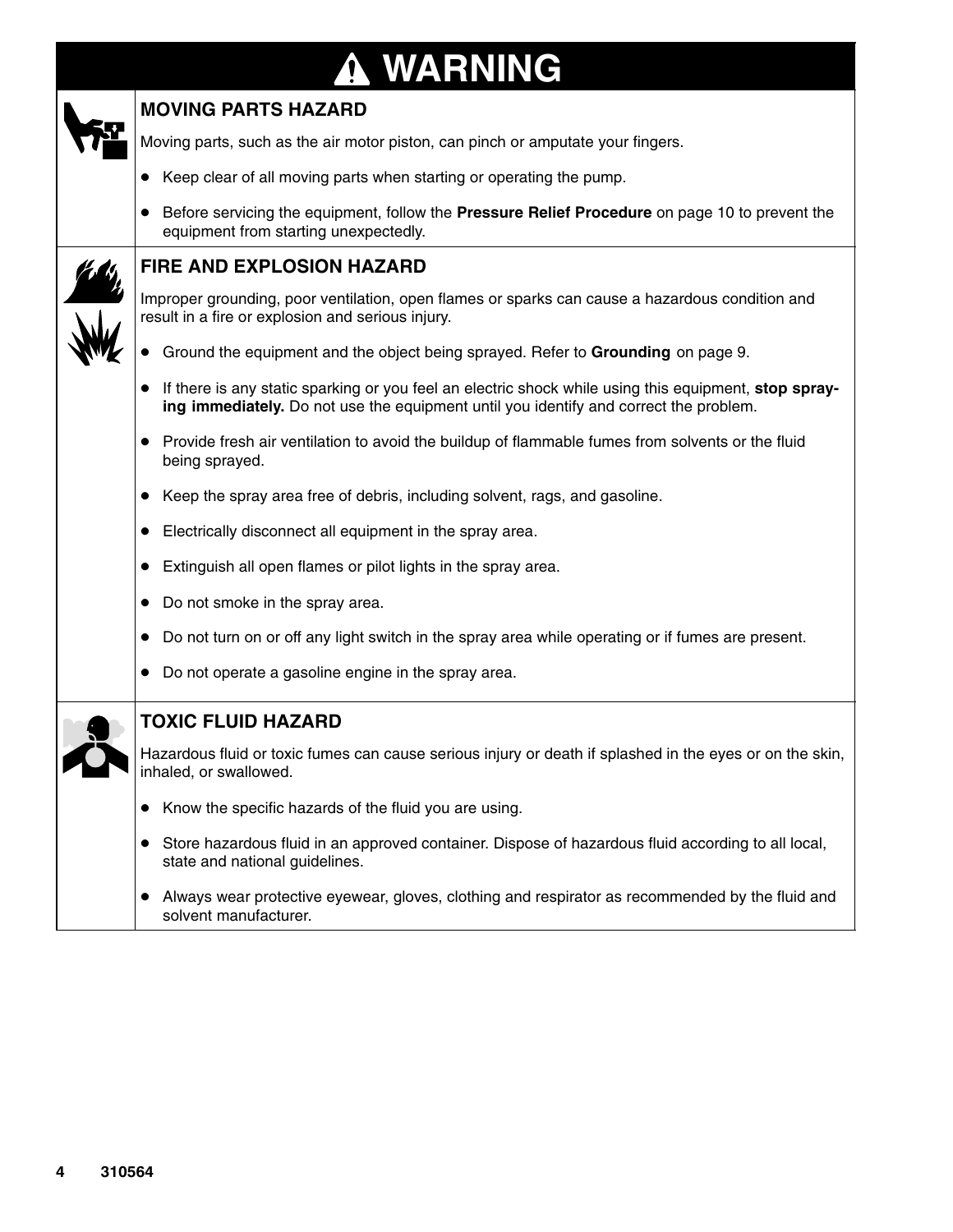# ⚠ WARNING

## MOVING PARTS HAZARD

Moving parts, such as the air motor piston, can pinch or amputate your fingers.

- Keep clear of all moving parts when starting or operating the pump.
- Before servicing the equipment, follow the **Pressure Relief Procedure** on page 10 to prevent the equipment from starting unexpectedly.

## FIRE AND EXPLOSION HAZARD

Improper grounding, poor ventilation, open flames or sparks can cause a hazardous condition and result in a fire or explosion and serious injury.

- Ground the equipment and the object being sprayed. Refer to **Grounding** on page 9.
- If there is any static sparking or you feel an electric shock while using this equipment, **stop spraying immediately.** Do not use the equipment until you identify and correct the problem.
- Provide fresh air ventilation to avoid the buildup of flammable fumes from solvents or the fluid being sprayed.
- Keep the spray area free of debris, including solvent, rags, and gasoline.
- Electrically disconnect all equipment in the spray area.
- Extinguish all open flames or pilot lights in the spray area.
- Do not smoke in the spray area.
- Do not turn on or off any light switch in the spray area while operating or if fumes are present.
- Do not operate a gasoline engine in the spray area.

## TOXIC FLUID HAZARD

Hazardous fluid or toxic fumes can cause serious injury or death if splashed in the eyes or on the skin, inhaled, or swallowed.

- Know the specific hazards of the fluid you are using.
- Store hazardous fluid in an approved container. Dispose of hazardous fluid according to all local, state and national guidelines.
- Always wear protective eyewear, gloves, clothing and respirator as recommended by the fluid and solvent manufacturer.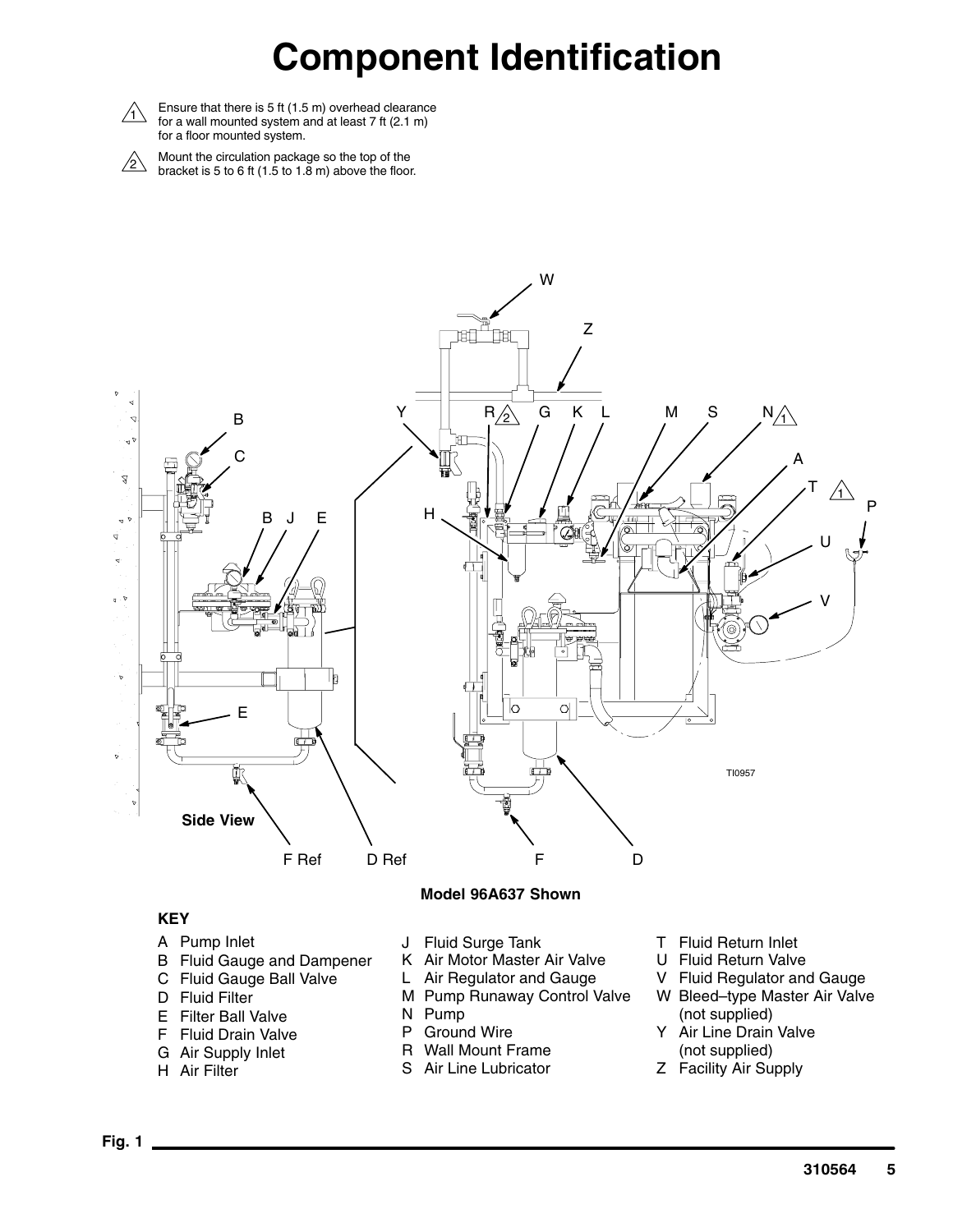# Component Identification

1. Ensure that there is 5 ft (1.5 m) overhead clearance for a wall mounted system and at least 7 ft (2.1 m) for a floor mounted system.
2. Mount the circulation package so the top of the bracket is 5 to 6 ft (1.5 to 1.8 m) above the floor.

Side View

Model 96A637 Shown

**KEY**

- A Pump Inlet
- B Fluid Gauge and Dampener
- C Fluid Gauge Ball Valve
- D Fluid Filter
- E Filter Ball Valve
- F Fluid Drain Valve
- G Air Supply Inlet
- H Air Filter
- J Fluid Surge Tank
- K Air Motor Master Air Valve
- L Air Regulator and Gauge
- M Pump Runaway Control Valve
- N Pump
- P Ground Wire
- R Wall Mount Frame
- S Air Line Lubricator
- T Fluid Return Inlet
- U Fluid Return Valve
- V Fluid Regulator and Gauge
- W Bleed–type Master Air Valve (not supplied)
- Y Air Line Drain Valve (not supplied)
- Z Facility Air Supply

Fig. 1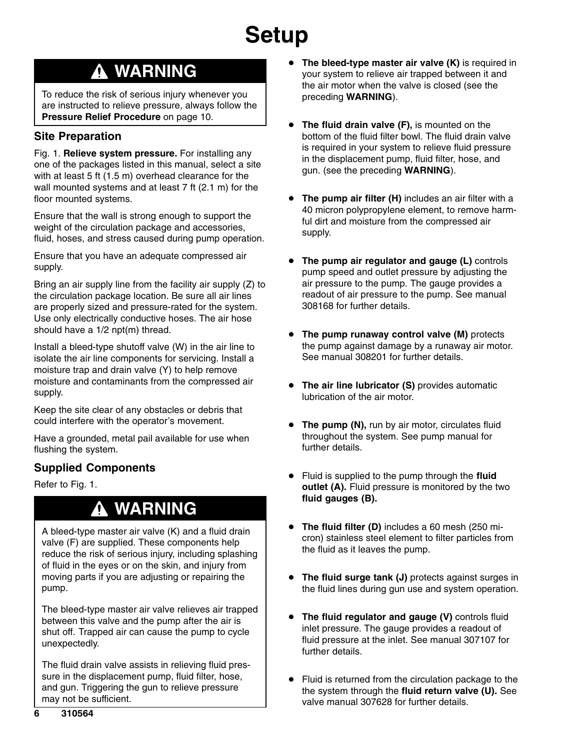# Setup

> ⚠ **WARNING**
>
> To reduce the risk of serious injury whenever you are instructed to relieve pressure, always follow the **Pressure Relief Procedure** on page 10.

## Site Preparation

Fig. 1. **Relieve system pressure.** For installing any one of the packages listed in this manual, select a site with at least 5 ft (1.5 m) overhead clearance for the wall mounted systems and at least 7 ft (2.1 m) for the floor mounted systems.

Ensure that the wall is strong enough to support the weight of the circulation package and accessories, fluid, hoses, and stress caused during pump operation.

Ensure that you have an adequate compressed air supply.

Bring an air supply line from the facility air supply (Z) to the circulation package location. Be sure all air lines are properly sized and pressure-rated for the system. Use only electrically conductive hoses. The air hose should have a 1/2 npt(m) thread.

Install a bleed-type shutoff valve (W) in the air line to isolate the air line components for servicing. Install a moisture trap and drain valve (Y) to help remove moisture and contaminants from the compressed air supply.

Keep the site clear of any obstacles or debris that could interfere with the operator's movement.

Have a grounded, metal pail available for use when flushing the system.

## Supplied Components

Refer to Fig. 1.

> ⚠ **WARNING**
>
> A bleed-type master air valve (K) and a fluid drain valve (F) are supplied. These components help reduce the risk of serious injury, including splashing of fluid in the eyes or on the skin, and injury from moving parts if you are adjusting or repairing the pump.
>
> The bleed-type master air valve relieves air trapped between this valve and the pump after the air is shut off. Trapped air can cause the pump to cycle unexpectedly.
>
> The fluid drain valve assists in relieving fluid pressure in the displacement pump, fluid filter, hose, and gun. Triggering the gun to relieve pressure may not be sufficient.

- **The bleed-type master air valve (K)** is required in your system to relieve air trapped between it and the air motor when the valve is closed (see the preceding **WARNING**).
- **The fluid drain valve (F),** is mounted on the bottom of the fluid filter bowl. The fluid drain valve is required in your system to relieve fluid pressure in the displacement pump, fluid filter, hose, and gun. (see the preceding **WARNING**).
- **The pump air filter (H)** includes an air filter with a 40 micron polypropylene element, to remove harmful dirt and moisture from the compressed air supply.
- **The pump air regulator and gauge (L)** controls pump speed and outlet pressure by adjusting the air pressure to the pump. The gauge provides a readout of air pressure to the pump. See manual 308168 for further details.
- **The pump runaway control valve (M)** protects the pump against damage by a runaway air motor. See manual 308201 for further details.
- **The air line lubricator (S)** provides automatic lubrication of the air motor.
- **The pump (N),** run by air motor, circulates fluid throughout the system. See pump manual for further details.
- Fluid is supplied to the pump through the **fluid outlet (A).** Fluid pressure is monitored by the two **fluid gauges (B).**
- **The fluid filter (D)** includes a 60 mesh (250 micron) stainless steel element to filter particles from the fluid as it leaves the pump.
- **The fluid surge tank (J)** protects against surges in the fluid lines during gun use and system operation.
- **The fluid regulator and gauge (V)** controls fluid inlet pressure. The gauge provides a readout of fluid pressure at the inlet. See manual 307107 for further details.
- Fluid is returned from the circulation package to the the system through the **fluid return valve (U).** See valve manual 307628 for further details.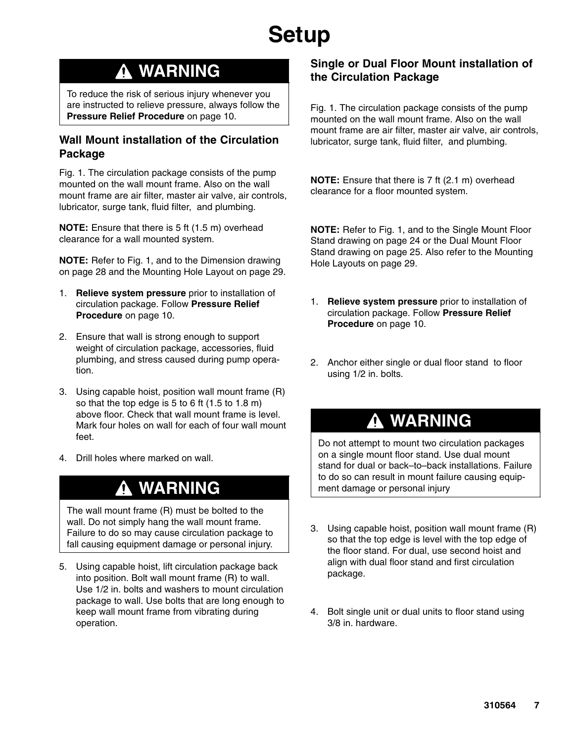# Setup

## ⚠ WARNING

To reduce the risk of serious injury whenever you are instructed to relieve pressure, always follow the **Pressure Relief Procedure** on page 10.

### Wall Mount installation of the Circulation Package

Fig. 1. The circulation package consists of the pump mounted on the wall mount frame. Also on the wall mount frame are air filter, master air valve, air controls, lubricator, surge tank, fluid filter, and plumbing.

**NOTE:** Ensure that there is 5 ft (1.5 m) overhead clearance for a wall mounted system.

**NOTE:** Refer to Fig. 1, and to the Dimension drawing on page 28 and the Mounting Hole Layout on page 29.

1. **Relieve system pressure** prior to installation of circulation package. Follow **Pressure Relief Procedure** on page 10.
2. Ensure that wall is strong enough to support weight of circulation package, accessories, fluid plumbing, and stress caused during pump operation.
3. Using capable hoist, position wall mount frame (R) so that the top edge is 5 to 6 ft (1.5 to 1.8 m) above floor. Check that wall mount frame is level. Mark four holes on wall for each of four wall mount feet.
4. Drill holes where marked on wall.

## ⚠ WARNING

The wall mount frame (R) must be bolted to the wall. Do not simply hang the wall mount frame. Failure to do so may cause circulation package to fall causing equipment damage or personal injury.

5. Using capable hoist, lift circulation package back into position. Bolt wall mount frame (R) to wall. Use 1/2 in. bolts and washers to mount circulation package to wall. Use bolts that are long enough to keep wall mount frame from vibrating during operation.

### Single or Dual Floor Mount installation of the Circulation Package

Fig. 1. The circulation package consists of the pump mounted on the wall mount frame. Also on the wall mount frame are air filter, master air valve, air controls, lubricator, surge tank, fluid filter, and plumbing.

**NOTE:** Ensure that there is 7 ft (2.1 m) overhead clearance for a floor mounted system.

**NOTE:** Refer to Fig. 1, and to the Single Mount Floor Stand drawing on page 24 or the Dual Mount Floor Stand drawing on page 25. Also refer to the Mounting Hole Layouts on page 29.

1. **Relieve system pressure** prior to installation of circulation package. Follow **Pressure Relief Procedure** on page 10.
2. Anchor either single or dual floor stand to floor using 1/2 in. bolts.

## ⚠ WARNING

Do not attempt to mount two circulation packages on a single mount floor stand. Use dual mount stand for dual or back–to–back installations. Failure to do so can result in mount failure causing equipment damage or personal injury

3. Using capable hoist, position wall mount frame (R) so that the top edge is level with the top edge of the floor stand. For dual, use second hoist and align with dual floor stand and first circulation package.
4. Bolt single unit or dual units to floor stand using 3/8 in. hardware.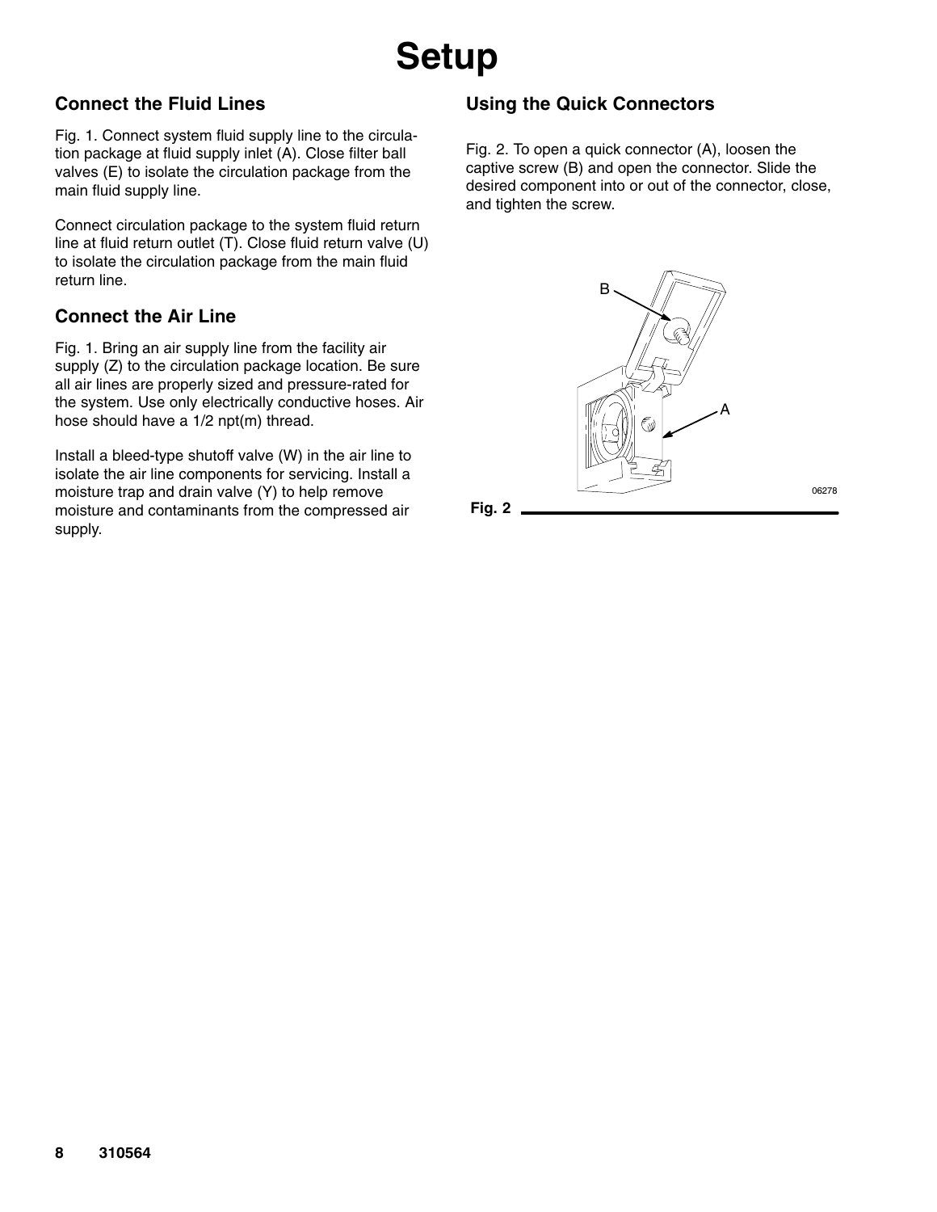# Setup

## Connect the Fluid Lines

Fig. 1. Connect system fluid supply line to the circulation package at fluid supply inlet (A). Close filter ball valves (E) to isolate the circulation package from the main fluid supply line.

Connect circulation package to the system fluid return line at fluid return outlet (T). Close fluid return valve (U) to isolate the circulation package from the main fluid return line.

## Connect the Air Line

Fig. 1. Bring an air supply line from the facility air supply (Z) to the circulation package location. Be sure all air lines are properly sized and pressure-rated for the system. Use only electrically conductive hoses. Air hose should have a 1/2 npt(m) thread.

Install a bleed-type shutoff valve (W) in the air line to isolate the air line components for servicing. Install a moisture trap and drain valve (Y) to help remove moisture and contaminants from the compressed air supply.

## Using the Quick Connectors

Fig. 2. To open a quick connector (A), loosen the captive screw (B) and open the connector. Slide the desired component into or out of the connector, close, and tighten the screw.

Fig. 2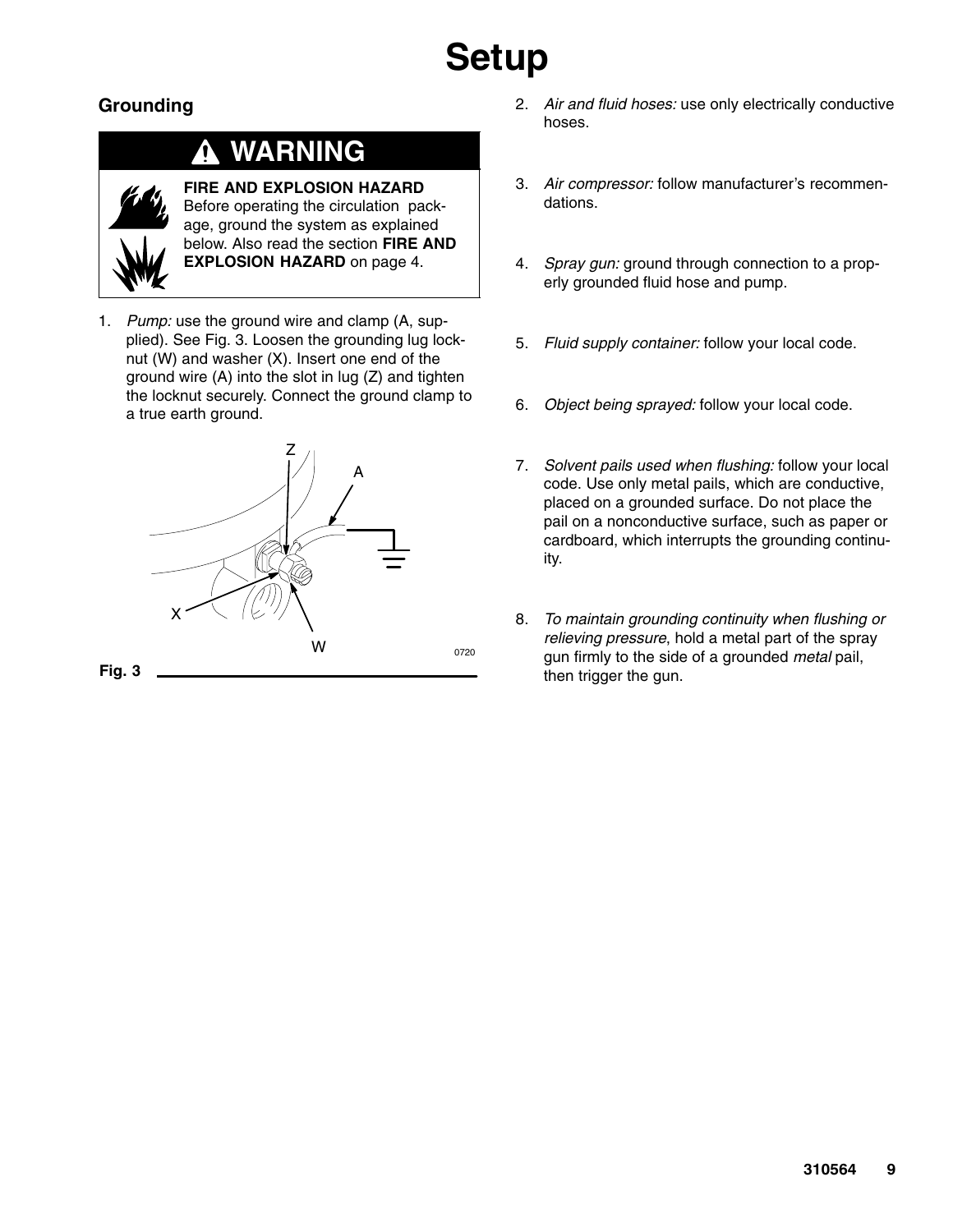# Setup

## Grounding

**⚠ WARNING**

**FIRE AND EXPLOSION HAZARD**
Before operating the circulation package, ground the system as explained below. Also read the section **FIRE AND EXPLOSION HAZARD** on page 4.

1. *Pump:* use the ground wire and clamp (A, supplied). See Fig. 3. Loosen the grounding lug locknut (W) and washer (X). Insert one end of the ground wire (A) into the slot in lug (Z) and tighten the locknut securely. Connect the ground clamp to a true earth ground.

Fig. 3

2. *Air and fluid hoses:* use only electrically conductive hoses.

3. *Air compressor:* follow manufacturer's recommendations.

4. *Spray gun:* ground through connection to a properly grounded fluid hose and pump.

5. *Fluid supply container:* follow your local code.

6. *Object being sprayed:* follow your local code.

7. *Solvent pails used when flushing:* follow your local code. Use only metal pails, which are conductive, placed on a grounded surface. Do not place the pail on a nonconductive surface, such as paper or cardboard, which interrupts the grounding continuity.

8. *To maintain grounding continuity when flushing or relieving pressure*, hold a metal part of the spray gun firmly to the side of a grounded *metal* pail, then trigger the gun.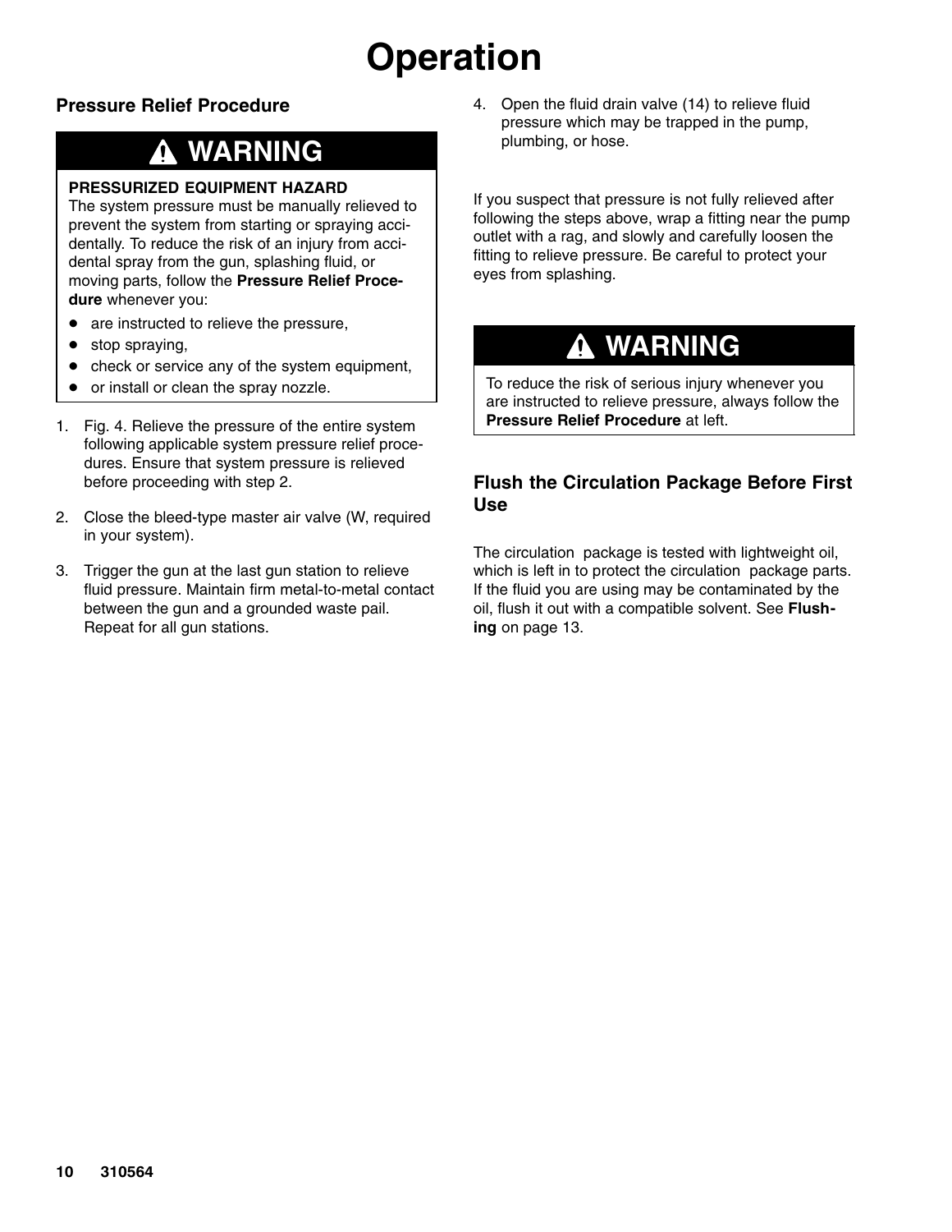# Operation

## Pressure Relief Procedure

> **⚠ WARNING**
>
> **PRESSURIZED EQUIPMENT HAZARD**
> The system pressure must be manually relieved to prevent the system from starting or spraying accidentally. To reduce the risk of an injury from accidental spray from the gun, splashing fluid, or moving parts, follow the **Pressure Relief Procedure** whenever you:
>
> - are instructed to relieve the pressure,
> - stop spraying,
> - check or service any of the system equipment,
> - or install or clean the spray nozzle.

1. Fig. 4. Relieve the pressure of the entire system following applicable system pressure relief procedures. Ensure that system pressure is relieved before proceeding with step 2.
2. Close the bleed-type master air valve (W, required in your system).
3. Trigger the gun at the last gun station to relieve fluid pressure. Maintain firm metal-to-metal contact between the gun and a grounded waste pail. Repeat for all gun stations.
4. Open the fluid drain valve (14) to relieve fluid pressure which may be trapped in the pump, plumbing, or hose.

If you suspect that pressure is not fully relieved after following the steps above, wrap a fitting near the pump outlet with a rag, and slowly and carefully loosen the fitting to relieve pressure. Be careful to protect your eyes from splashing.

> **⚠ WARNING**
>
> To reduce the risk of serious injury whenever you are instructed to relieve pressure, always follow the **Pressure Relief Procedure** at left.

## Flush the Circulation Package Before First Use

The circulation package is tested with lightweight oil, which is left in to protect the circulation package parts. If the fluid you are using may be contaminated by the oil, flush it out with a compatible solvent. See **Flushing** on page 13.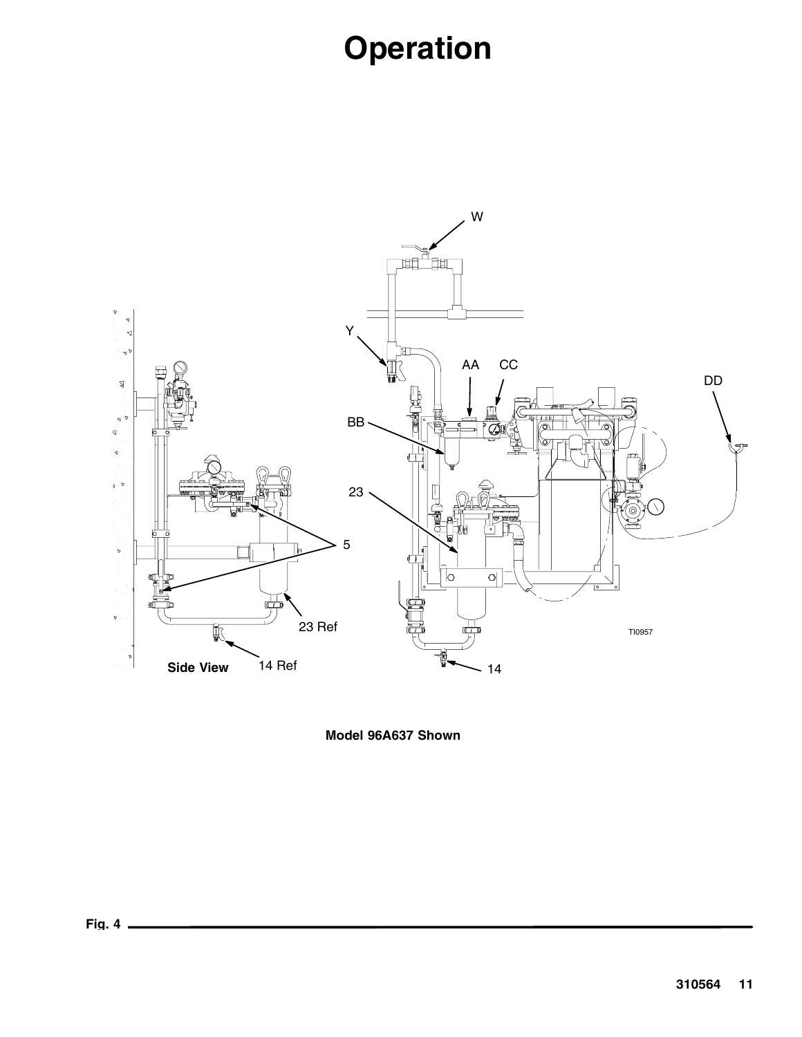# Operation

Model 96A637 Shown

Fig. 4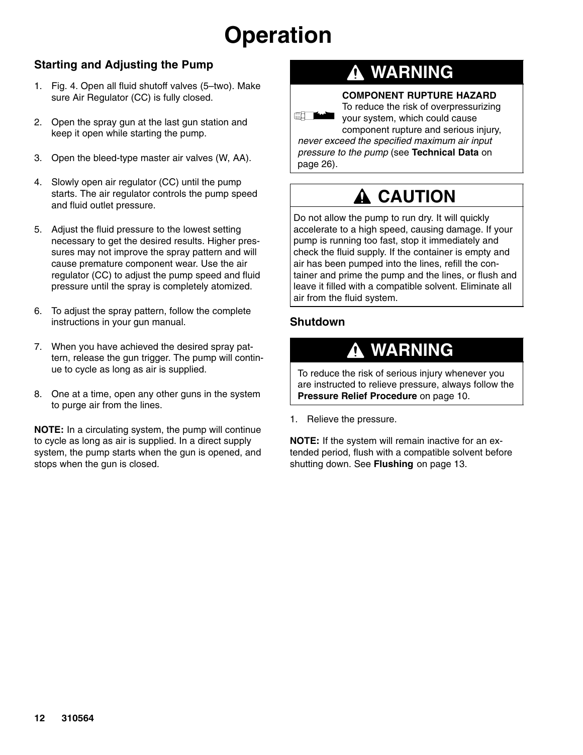# Operation

## Starting and Adjusting the Pump

1. Fig. 4. Open all fluid shutoff valves (5–two). Make sure Air Regulator (CC) is fully closed.
2. Open the spray gun at the last gun station and keep it open while starting the pump.
3. Open the bleed-type master air valves (W, AA).
4. Slowly open air regulator (CC) until the pump starts. The air regulator controls the pump speed and fluid outlet pressure.
5. Adjust the fluid pressure to the lowest setting necessary to get the desired results. Higher pressures may not improve the spray pattern and will cause premature component wear. Use the air regulator (CC) to adjust the pump speed and fluid pressure until the spray is completely atomized.
6. To adjust the spray pattern, follow the complete instructions in your gun manual.
7. When you have achieved the desired spray pattern, release the gun trigger. The pump will continue to cycle as long as air is supplied.
8. One at a time, open any other guns in the system to purge air from the lines.

**NOTE:** In a circulating system, the pump will continue to cycle as long as air is supplied. In a direct supply system, the pump starts when the gun is opened, and stops when the gun is closed.

### ⚠ WARNING

**COMPONENT RUPTURE HAZARD**
To reduce the risk of overpressurizing your system, which could cause component rupture and serious injury, *never exceed the specified maximum air input pressure to the pump* (see **Technical Data** on page 26).

### ⚠ CAUTION

Do not allow the pump to run dry. It will quickly accelerate to a high speed, causing damage. If your pump is running too fast, stop it immediately and check the fluid supply. If the container is empty and air has been pumped into the lines, refill the container and prime the pump and the lines, or flush and leave it filled with a compatible solvent. Eliminate all air from the fluid system.

## Shutdown

### ⚠ WARNING

To reduce the risk of serious injury whenever you are instructed to relieve pressure, always follow the **Pressure Relief Procedure** on page 10.

1. Relieve the pressure.

**NOTE:** If the system will remain inactive for an extended period, flush with a compatible solvent before shutting down. See **Flushing** on page 13.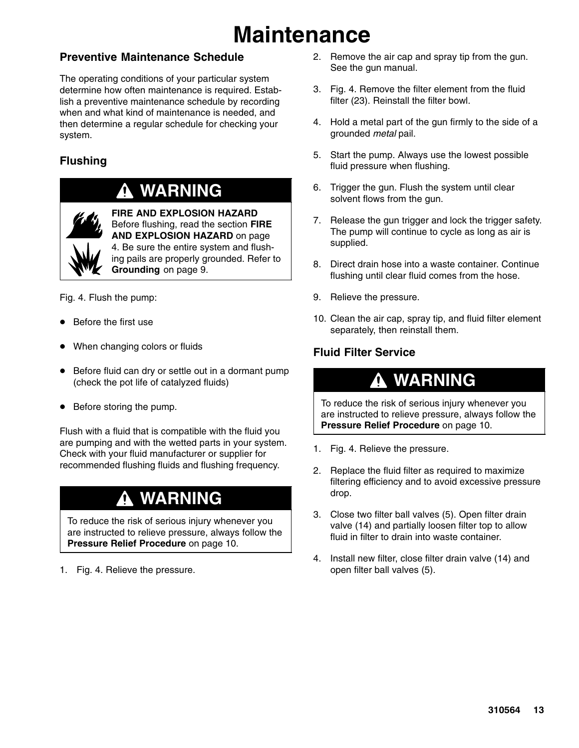# Maintenance

## Preventive Maintenance Schedule

The operating conditions of your particular system determine how often maintenance is required. Establish a preventive maintenance schedule by recording when and what kind of maintenance is needed, and then determine a regular schedule for checking your system.

## Flushing

> **⚠ WARNING**
>
> **FIRE AND EXPLOSION HAZARD**
> Before flushing, read the section **FIRE AND EXPLOSION HAZARD** on page 4. Be sure the entire system and flushing pails are properly grounded. Refer to **Grounding** on page 9.

Fig. 4. Flush the pump:

- Before the first use
- When changing colors or fluids
- Before fluid can dry or settle out in a dormant pump (check the pot life of catalyzed fluids)
- Before storing the pump.

Flush with a fluid that is compatible with the fluid you are pumping and with the wetted parts in your system. Check with your fluid manufacturer or supplier for recommended flushing fluids and flushing frequency.

> **⚠ WARNING**
>
> To reduce the risk of serious injury whenever you are instructed to relieve pressure, always follow the **Pressure Relief Procedure** on page 10.

1. Fig. 4. Relieve the pressure.
2. Remove the air cap and spray tip from the gun. See the gun manual.
3. Fig. 4. Remove the filter element from the fluid filter (23). Reinstall the filter bowl.
4. Hold a metal part of the gun firmly to the side of a grounded *metal* pail.
5. Start the pump. Always use the lowest possible fluid pressure when flushing.
6. Trigger the gun. Flush the system until clear solvent flows from the gun.
7. Release the gun trigger and lock the trigger safety. The pump will continue to cycle as long as air is supplied.
8. Direct drain hose into a waste container. Continue flushing until clear fluid comes from the hose.
9. Relieve the pressure.
10. Clean the air cap, spray tip, and fluid filter element separately, then reinstall them.

## Fluid Filter Service

> **⚠ WARNING**
>
> To reduce the risk of serious injury whenever you are instructed to relieve pressure, always follow the **Pressure Relief Procedure** on page 10.

1. Fig. 4. Relieve the pressure.
2. Replace the fluid filter as required to maximize filtering efficiency and to avoid excessive pressure drop.
3. Close two filter ball valves (5). Open filter drain valve (14) and partially loosen filter top to allow fluid in filter to drain into waste container.
4. Install new filter, close filter drain valve (14) and open filter ball valves (5).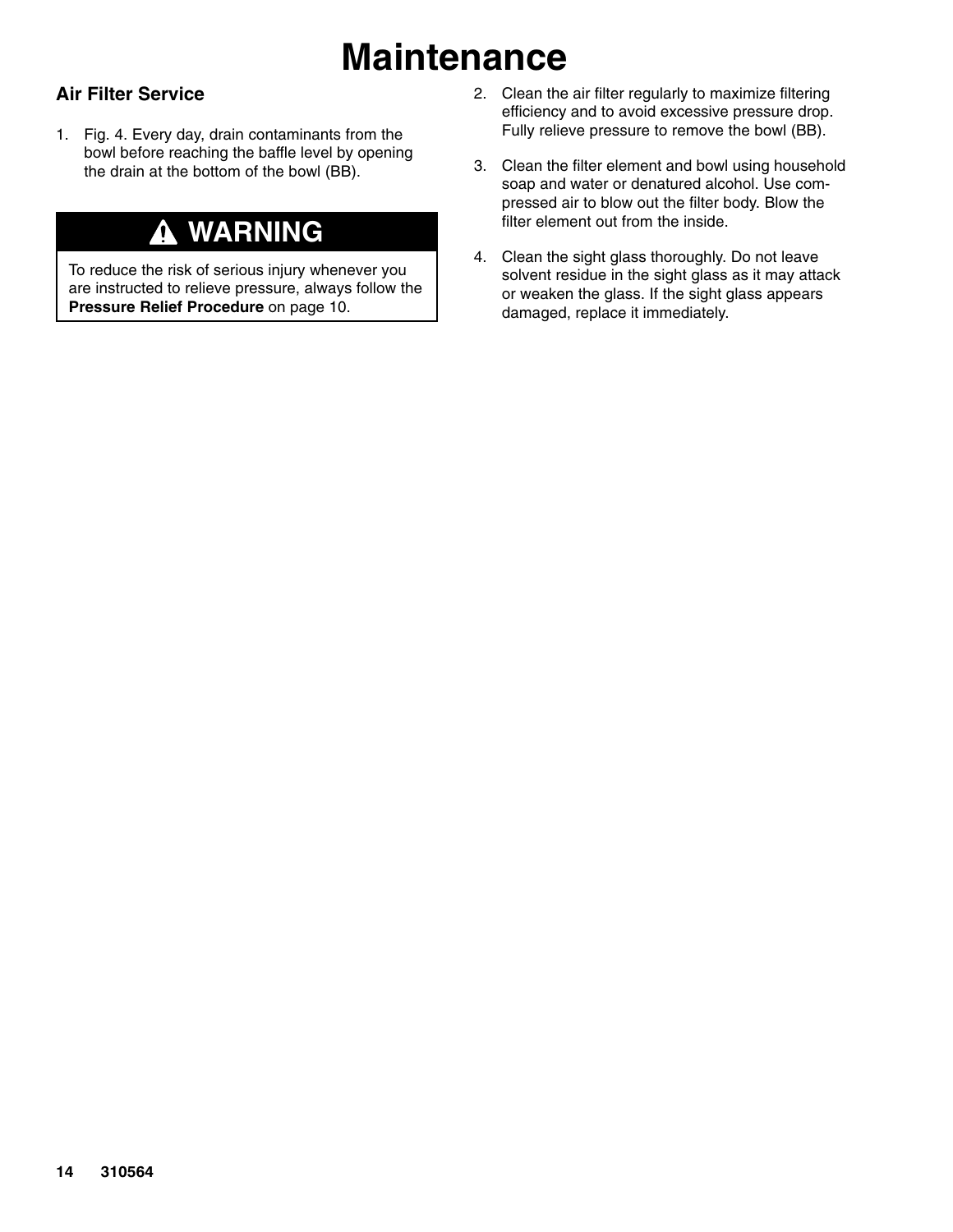# Maintenance

## Air Filter Service

1. Fig. 4. Every day, drain contaminants from the bowl before reaching the baffle level by opening the drain at the bottom of the bowl (BB).

> **⚠ WARNING**
>
> To reduce the risk of serious injury whenever you are instructed to relieve pressure, always follow the **Pressure Relief Procedure** on page 10.

2. Clean the air filter regularly to maximize filtering efficiency and to avoid excessive pressure drop. Fully relieve pressure to remove the bowl (BB).

3. Clean the filter element and bowl using household soap and water or denatured alcohol. Use compressed air to blow out the filter body. Blow the filter element out from the inside.

4. Clean the sight glass thoroughly. Do not leave solvent residue in the sight glass as it may attack or weaken the glass. If the sight glass appears damaged, replace it immediately.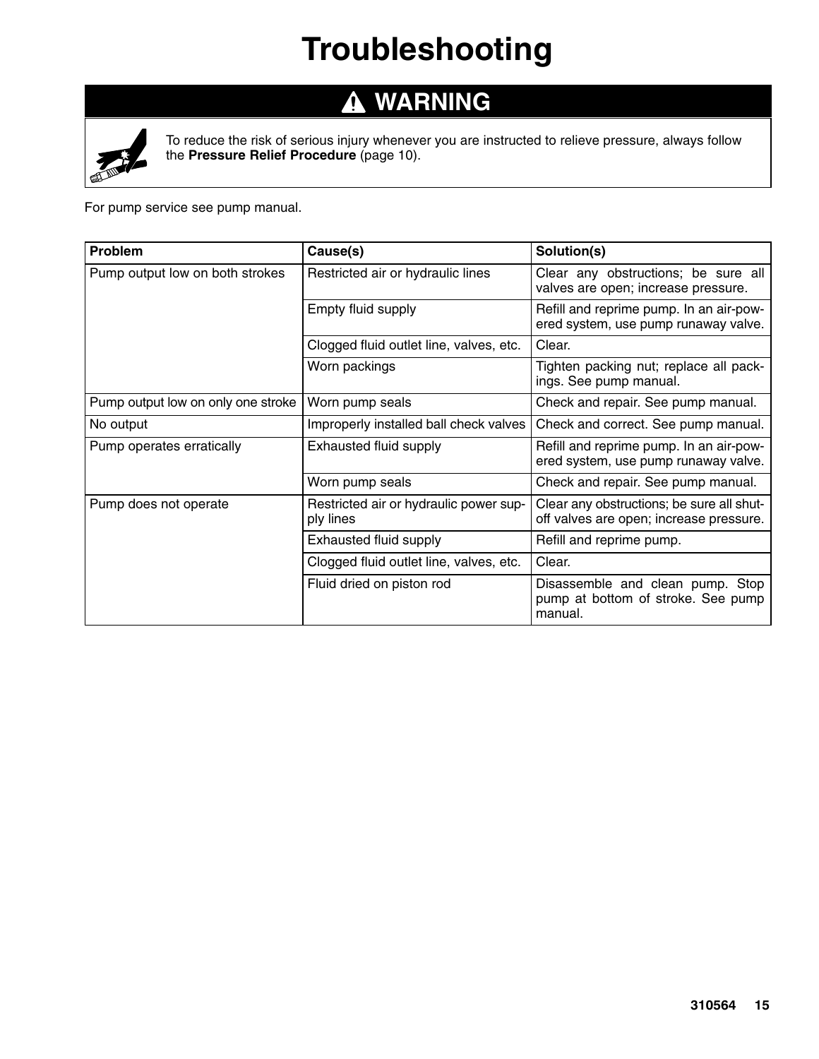# Troubleshooting

## ⚠ WARNING

To reduce the risk of serious injury whenever you are instructed to relieve pressure, always follow the **Pressure Relief Procedure** (page 10).

For pump service see pump manual.

| Problem | Cause(s) | Solution(s) |
| --- | --- | --- |
| Pump output low on both strokes | Restricted air or hydraulic lines | Clear any obstructions; be sure all valves are open; increase pressure. |
| | Empty fluid supply | Refill and reprime pump. In an air-powered system, use pump runaway valve. |
| | Clogged fluid outlet line, valves, etc. | Clear. |
| | Worn packings | Tighten packing nut; replace all packings. See pump manual. |
| Pump output low on only one stroke | Worn pump seals | Check and repair. See pump manual. |
| No output | Improperly installed ball check valves | Check and correct. See pump manual. |
| Pump operates erratically | Exhausted fluid supply | Refill and reprime pump. In an air-powered system, use pump runaway valve. |
| | Worn pump seals | Check and repair. See pump manual. |
| Pump does not operate | Restricted air or hydraulic power supply lines | Clear any obstructions; be sure all shutoff valves are open; increase pressure. |
| | Exhausted fluid supply | Refill and reprime pump. |
| | Clogged fluid outlet line, valves, etc. | Clear. |
| | Fluid dried on piston rod | Disassemble and clean pump. Stop pump at bottom of stroke. See pump manual. |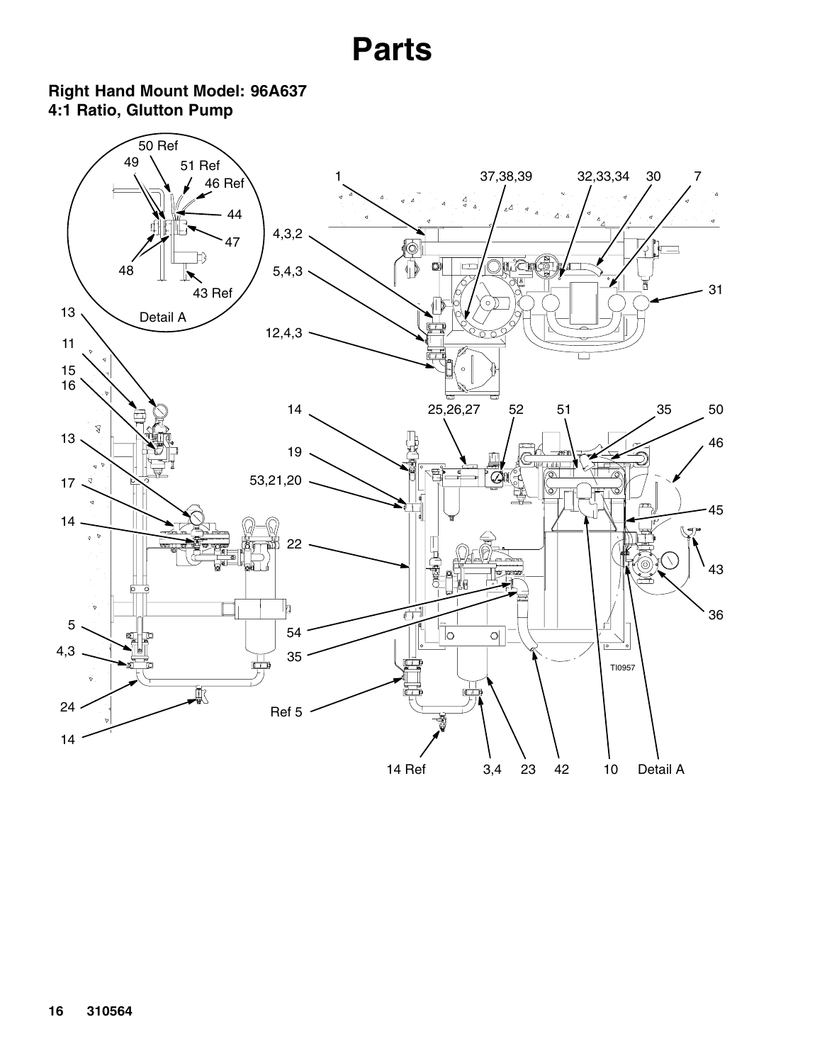# Parts

## Right Hand Mount Model: 96A637
## 4:1 Ratio, Glutton Pump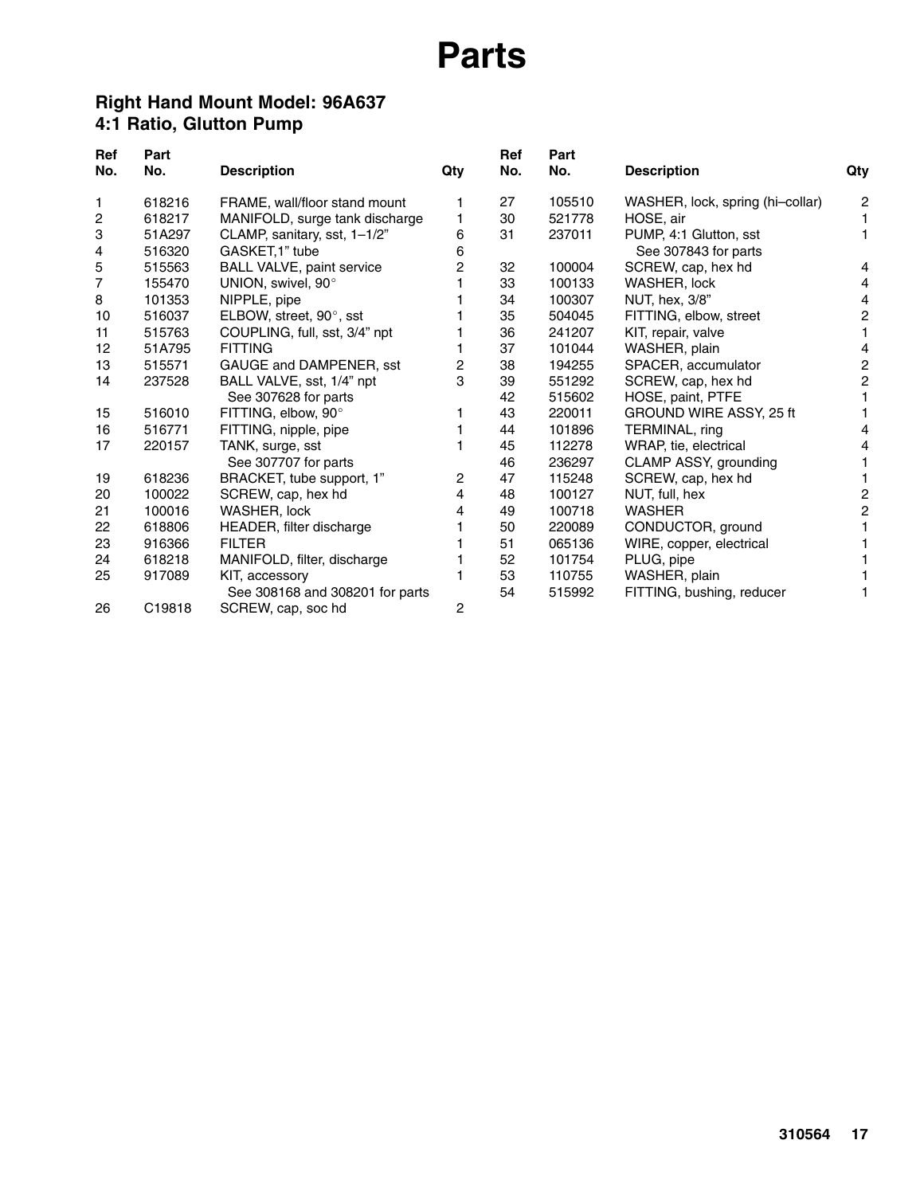# Parts

## Right Hand Mount Model: 96A637
## 4:1 Ratio, Glutton Pump

| Ref No. | Part No. | Description | Qty |
|---|---|---|---|
| 1 | 618216 | FRAME, wall/floor stand mount | 1 |
| 2 | 618217 | MANIFOLD, surge tank discharge | 1 |
| 3 | 51A297 | CLAMP, sanitary, sst, 1–1/2” | 6 |
| 4 | 516320 | GASKET,1” tube | 6 |
| 5 | 515563 | BALL VALVE, paint service | 2 |
| 7 | 155470 | UNION, swivel, 90° | 1 |
| 8 | 101353 | NIPPLE, pipe | 1 |
| 10 | 516037 | ELBOW, street, 90°, sst | 1 |
| 11 | 515763 | COUPLING, full, sst, 3/4” npt | 1 |
| 12 | 51A795 | FITTING | 1 |
| 13 | 515571 | GAUGE and DAMPENER, sst | 2 |
| 14 | 237528 | BALL VALVE, sst, 1/4” npt See 307628 for parts | 3 |
| 15 | 516010 | FITTING, elbow, 90° | 1 |
| 16 | 516771 | FITTING, nipple, pipe | 1 |
| 17 | 220157 | TANK, surge, sst See 307707 for parts | 1 |
| 19 | 618236 | BRACKET, tube support, 1” | 2 |
| 20 | 100022 | SCREW, cap, hex hd | 4 |
| 21 | 100016 | WASHER, lock | 4 |
| 22 | 618806 | HEADER, filter discharge | 1 |
| 23 | 916366 | FILTER | 1 |
| 24 | 618218 | MANIFOLD, filter, discharge | 1 |
| 25 | 917089 | KIT, accessory See 308168 and 308201 for parts | 1 |
| 26 | C19818 | SCREW, cap, soc hd | 2 |
| 27 | 105510 | WASHER, lock, spring (hi–collar) | 2 |
| 30 | 521778 | HOSE, air | 1 |
| 31 | 237011 | PUMP, 4:1 Glutton, sst See 307843 for parts | 1 |
| 32 | 100004 | SCREW, cap, hex hd | 4 |
| 33 | 100133 | WASHER, lock | 4 |
| 34 | 100307 | NUT, hex, 3/8” | 4 |
| 35 | 504045 | FITTING, elbow, street | 2 |
| 36 | 241207 | KIT, repair, valve | 1 |
| 37 | 101044 | WASHER, plain | 4 |
| 38 | 194255 | SPACER, accumulator | 2 |
| 39 | 551292 | SCREW, cap, hex hd | 2 |
| 42 | 515602 | HOSE, paint, PTFE | 1 |
| 43 | 220011 | GROUND WIRE ASSY, 25 ft | 1 |
| 44 | 101896 | TERMINAL, ring | 4 |
| 45 | 112278 | WRAP, tie, electrical | 4 |
| 46 | 236297 | CLAMP ASSY, grounding | 1 |
| 47 | 115248 | SCREW, cap, hex hd | 1 |
| 48 | 100127 | NUT, full, hex | 2 |
| 49 | 100718 | WASHER | 2 |
| 50 | 220089 | CONDUCTOR, ground | 1 |
| 51 | 065136 | WIRE, copper, electrical | 1 |
| 52 | 101754 | PLUG, pipe | 1 |
| 53 | 110755 | WASHER, plain | 1 |
| 54 | 515992 | FITTING, bushing, reducer | 1 |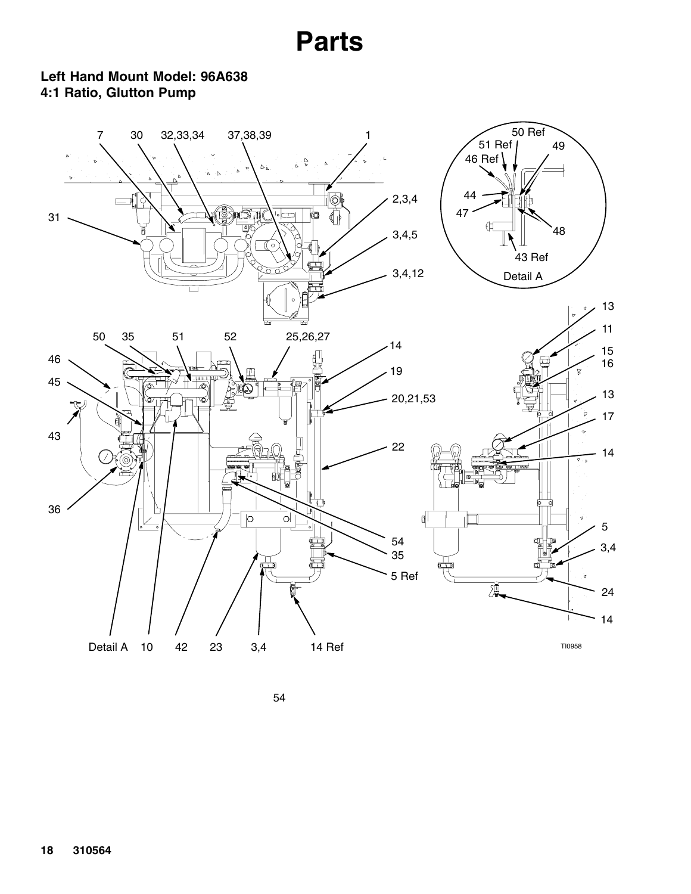# Parts

**Left Hand Mount Model: 96A638**
**4:1 Ratio, Glutton Pump**

7 30 32,33,34 37,38,39 1

31

2,3,4

3,4,5

3,4,12

50 Ref
51 Ref
46 Ref
49
44
47
48
43 Ref
Detail A

13
11
15
16
13
17
14

50 35 51 52 25,26,27

46
45
43
36

14
19
20,21,53
22

54
35
5 Ref

5
3,4
24
14

Detail A 10 42 23 3,4 14 Ref

TI0958

54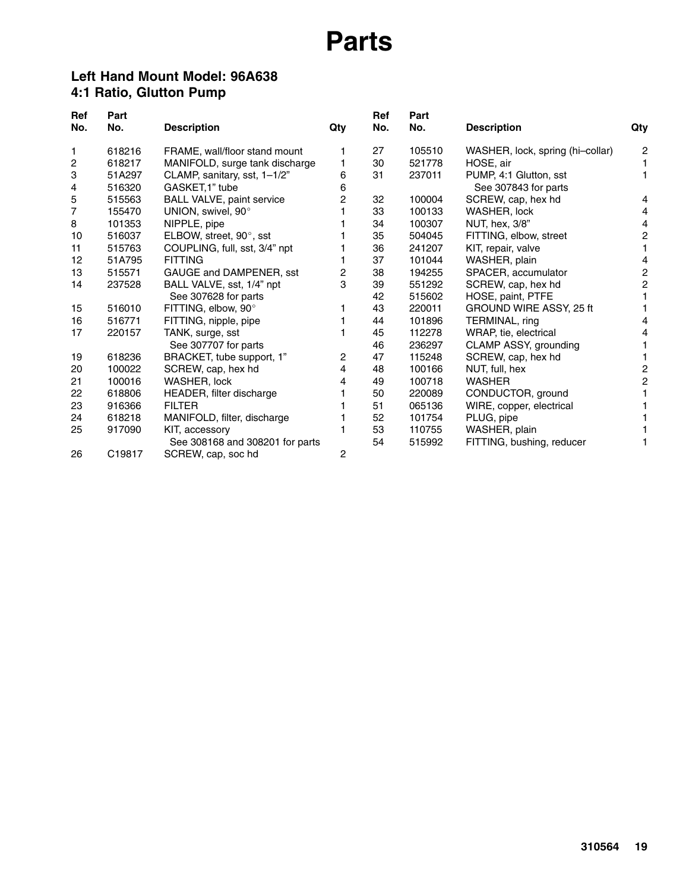# Parts

## Left Hand Mount Model: 96A638
## 4:1 Ratio, Glutton Pump

| Ref No. | Part No. | Description | Qty |
|---|---|---|---|
| 1 | 618216 | FRAME, wall/floor stand mount | 1 |
| 2 | 618217 | MANIFOLD, surge tank discharge | 1 |
| 3 | 51A297 | CLAMP, sanitary, sst, 1–1/2" | 6 |
| 4 | 516320 | GASKET,1" tube | 6 |
| 5 | 515563 | BALL VALVE, paint service | 2 |
| 7 | 155470 | UNION, swivel, 90° | 1 |
| 8 | 101353 | NIPPLE, pipe | 1 |
| 10 | 516037 | ELBOW, street, 90°, sst | 1 |
| 11 | 515763 | COUPLING, full, sst, 3/4" npt | 1 |
| 12 | 51A795 | FITTING | 1 |
| 13 | 515571 | GAUGE and DAMPENER, sst | 2 |
| 14 | 237528 | BALL VALVE, sst, 1/4" npt See 307628 for parts | 3 |
| 15 | 516010 | FITTING, elbow, 90° | 1 |
| 16 | 516771 | FITTING, nipple, pipe | 1 |
| 17 | 220157 | TANK, surge, sst See 307707 for parts | 1 |
| 19 | 618236 | BRACKET, tube support, 1" | 2 |
| 20 | 100022 | SCREW, cap, hex hd | 4 |
| 21 | 100016 | WASHER, lock | 4 |
| 22 | 618806 | HEADER, filter discharge | 1 |
| 23 | 916366 | FILTER | 1 |
| 24 | 618218 | MANIFOLD, filter, discharge | 1 |
| 25 | 917090 | KIT, accessory See 308168 and 308201 for parts | 1 |
| 26 | C19817 | SCREW, cap, soc hd | 2 |
| 27 | 105510 | WASHER, lock, spring (hi–collar) | 2 |
| 30 | 521778 | HOSE, air | 1 |
| 31 | 237011 | PUMP, 4:1 Glutton, sst See 307843 for parts | 1 |
| 32 | 100004 | SCREW, cap, hex hd | 4 |
| 33 | 100133 | WASHER, lock | 4 |
| 34 | 100307 | NUT, hex, 3/8" | 4 |
| 35 | 504045 | FITTING, elbow, street | 2 |
| 36 | 241207 | KIT, repair, valve | 1 |
| 37 | 101044 | WASHER, plain | 4 |
| 38 | 194255 | SPACER, accumulator | 2 |
| 39 | 551292 | SCREW, cap, hex hd | 2 |
| 42 | 515602 | HOSE, paint, PTFE | 1 |
| 43 | 220011 | GROUND WIRE ASSY, 25 ft | 1 |
| 44 | 101896 | TERMINAL, ring | 4 |
| 45 | 112278 | WRAP, tie, electrical | 4 |
| 46 | 236297 | CLAMP ASSY, grounding | 1 |
| 47 | 115248 | SCREW, cap, hex hd | 1 |
| 48 | 100166 | NUT, full, hex | 2 |
| 49 | 100718 | WASHER | 2 |
| 50 | 220089 | CONDUCTOR, ground | 1 |
| 51 | 065136 | WIRE, copper, electrical | 1 |
| 52 | 101754 | PLUG, pipe | 1 |
| 53 | 110755 | WASHER, plain | 1 |
| 54 | 515992 | FITTING, bushing, reducer | 1 |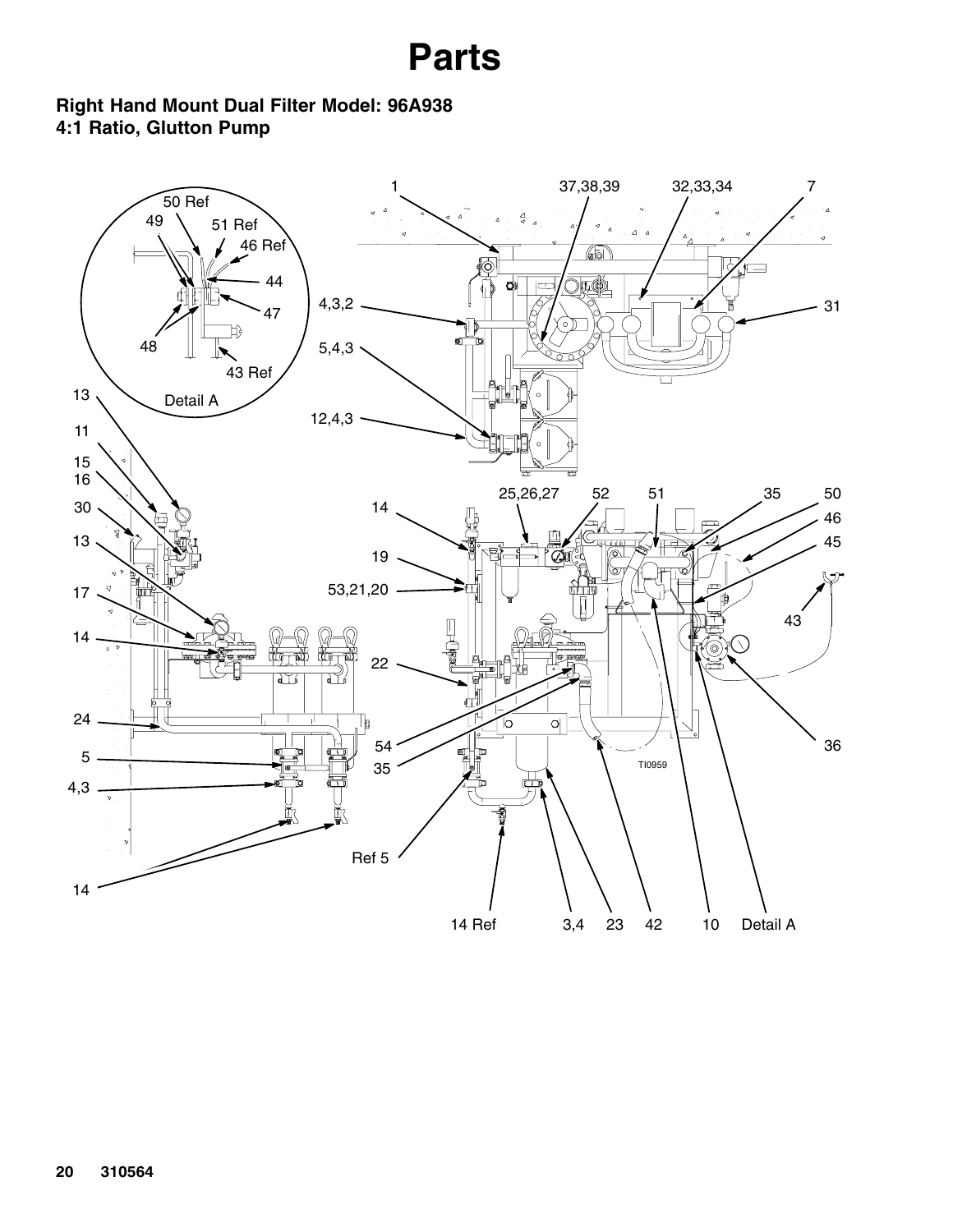# Parts

### Right Hand Mount Dual Filter Model: 96A938
### 4:1 Ratio, Glutton Pump

50 Ref
49
51 Ref
46 Ref
44
47
48
43 Ref
Detail A

1
37,38,39
32,33,34
7
4,3,2
31
5,4,3
12,4,3

13
11
15
16
30
13
17
14
24
5
4,3
14

14
25,26,27
52
51
35
50
46
45
19
53,21,20
43
22
54
35
36
Ref 5
14 Ref
3,4
23
42
10
Detail A

TI0959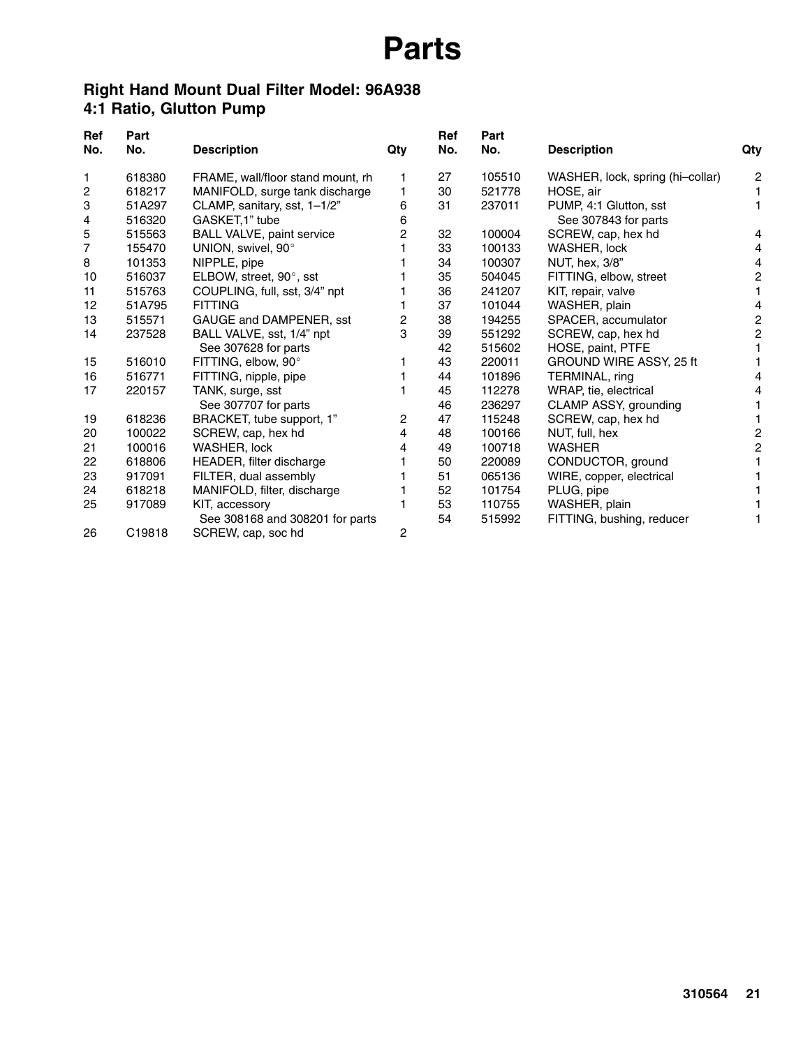# Parts

## Right Hand Mount Dual Filter Model: 96A938
## 4:1 Ratio, Glutton Pump

| Ref No. | Part No. | Description | Qty |
|---|---|---|---|
| 1 | 618380 | FRAME, wall/floor stand mount, rh | 1 |
| 2 | 618217 | MANIFOLD, surge tank discharge | 1 |
| 3 | 51A297 | CLAMP, sanitary, sst, 1–1/2" | 6 |
| 4 | 516320 | GASKET,1" tube | 6 |
| 5 | 515563 | BALL VALVE, paint service | 2 |
| 7 | 155470 | UNION, swivel, 90° | 1 |
| 8 | 101353 | NIPPLE, pipe | 1 |
| 10 | 516037 | ELBOW, street, 90°, sst | 1 |
| 11 | 515763 | COUPLING, full, sst, 3/4" npt | 1 |
| 12 | 51A795 | FITTING | 1 |
| 13 | 515571 | GAUGE and DAMPENER, sst | 2 |
| 14 | 237528 | BALL VALVE, sst, 1/4" npt<br>See 307628 for parts | 3 |
| 15 | 516010 | FITTING, elbow, 90° | 1 |
| 16 | 516771 | FITTING, nipple, pipe | 1 |
| 17 | 220157 | TANK, surge, sst<br>See 307707 for parts | 1 |
| 19 | 618236 | BRACKET, tube support, 1" | 2 |
| 20 | 100022 | SCREW, cap, hex hd | 4 |
| 21 | 100016 | WASHER, lock | 4 |
| 22 | 618806 | HEADER, filter discharge | 1 |
| 23 | 917091 | FILTER, dual assembly | 1 |
| 24 | 618218 | MANIFOLD, filter, discharge | 1 |
| 25 | 917089 | KIT, accessory<br>See 308168 and 308201 for parts | 1 |
| 26 | C19818 | SCREW, cap, soc hd | 2 |
| 27 | 105510 | WASHER, lock, spring (hi–collar) | 2 |
| 30 | 521778 | HOSE, air | 1 |
| 31 | 237011 | PUMP, 4:1 Glutton, sst<br>See 307843 for parts | 1 |
| 32 | 100004 | SCREW, cap, hex hd | 4 |
| 33 | 100133 | WASHER, lock | 4 |
| 34 | 100307 | NUT, hex, 3/8" | 4 |
| 35 | 504045 | FITTING, elbow, street | 2 |
| 36 | 241207 | KIT, repair, valve | 1 |
| 37 | 101044 | WASHER, plain | 4 |
| 38 | 194255 | SPACER, accumulator | 2 |
| 39 | 551292 | SCREW, cap, hex hd | 2 |
| 42 | 515602 | HOSE, paint, PTFE | 1 |
| 43 | 220011 | GROUND WIRE ASSY, 25 ft | 1 |
| 44 | 101896 | TERMINAL, ring | 4 |
| 45 | 112278 | WRAP, tie, electrical | 4 |
| 46 | 236297 | CLAMP ASSY, grounding | 1 |
| 47 | 115248 | SCREW, cap, hex hd | 1 |
| 48 | 100166 | NUT, full, hex | 2 |
| 49 | 100718 | WASHER | 2 |
| 50 | 220089 | CONDUCTOR, ground | 1 |
| 51 | 065136 | WIRE, copper, electrical | 1 |
| 52 | 101754 | PLUG, pipe | 1 |
| 53 | 110755 | WASHER, plain | 1 |
| 54 | 515992 | FITTING, bushing, reducer | 1 |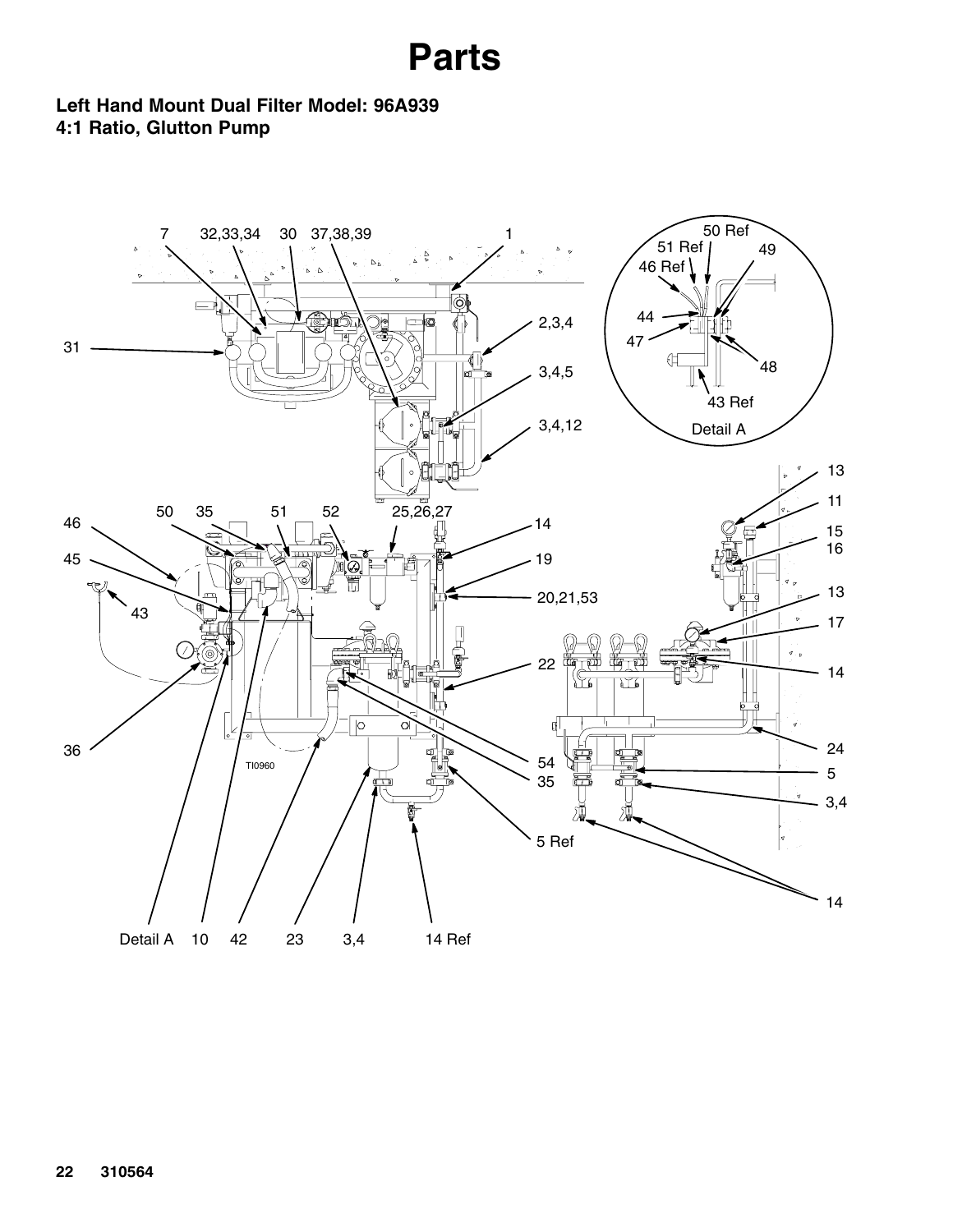# Parts

**Left Hand Mount Dual Filter Model: 96A939**
**4:1 Ratio, Glutton Pump**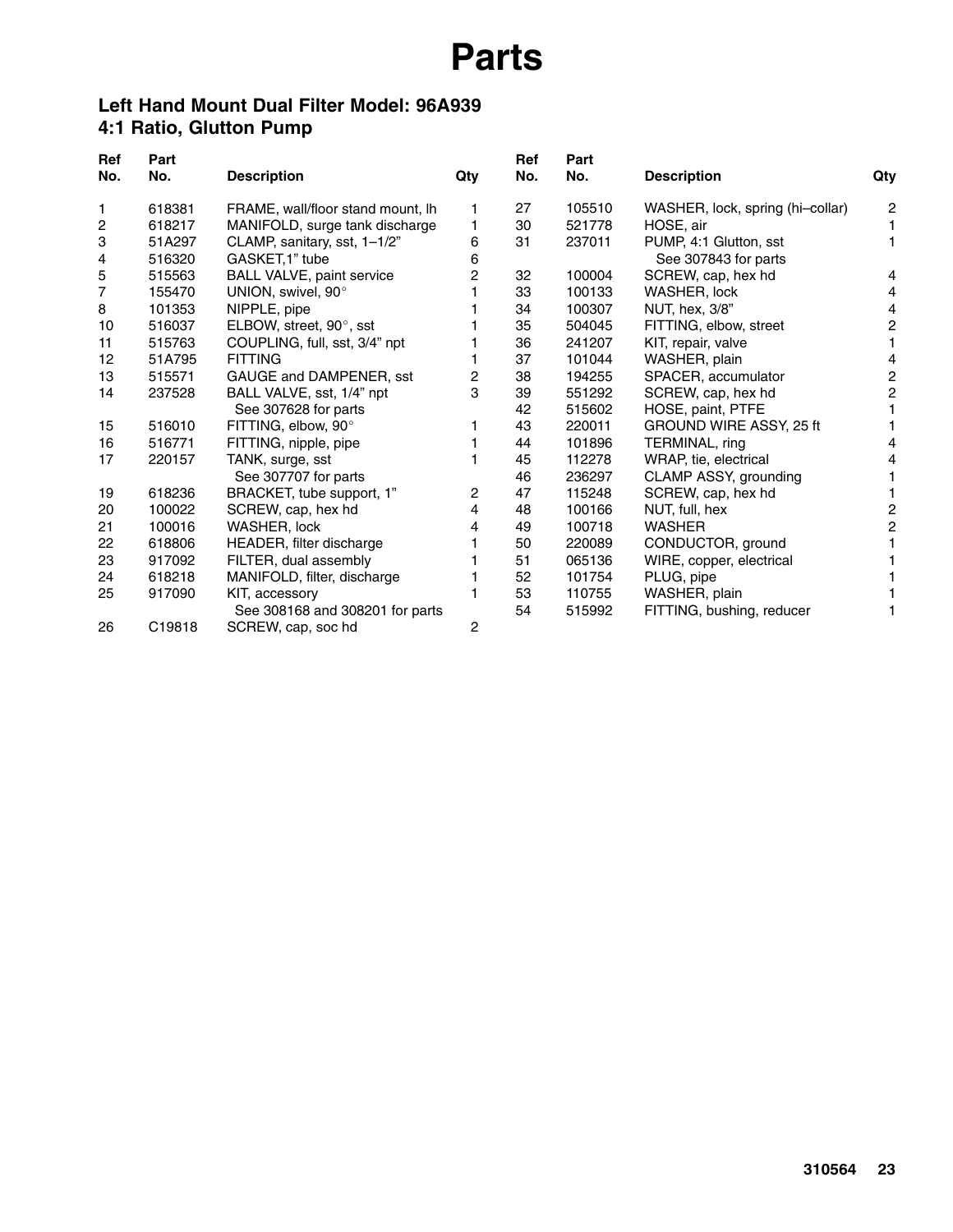# Parts

## Left Hand Mount Dual Filter Model: 96A939
## 4:1 Ratio, Glutton Pump

| Ref No. | Part No. | Description | Qty |
|---|---|---|---|
| 1 | 618381 | FRAME, wall/floor stand mount, lh | 1 |
| 2 | 618217 | MANIFOLD, surge tank discharge | 1 |
| 3 | 51A297 | CLAMP, sanitary, sst, 1–1/2" | 6 |
| 4 | 516320 | GASKET,1" tube | 6 |
| 5 | 515563 | BALL VALVE, paint service | 2 |
| 7 | 155470 | UNION, swivel, 90° | 1 |
| 8 | 101353 | NIPPLE, pipe | 1 |
| 10 | 516037 | ELBOW, street, 90°, sst | 1 |
| 11 | 515763 | COUPLING, full, sst, 3/4" npt | 1 |
| 12 | 51A795 | FITTING | 1 |
| 13 | 515571 | GAUGE and DAMPENER, sst | 2 |
| 14 | 237528 | BALL VALVE, sst, 1/4" npt<br>See 307628 for parts | 3 |
| 15 | 516010 | FITTING, elbow, 90° | 1 |
| 16 | 516771 | FITTING, nipple, pipe | 1 |
| 17 | 220157 | TANK, surge, sst<br>See 307707 for parts | 1 |
| 19 | 618236 | BRACKET, tube support, 1" | 2 |
| 20 | 100022 | SCREW, cap, hex hd | 4 |
| 21 | 100016 | WASHER, lock | 4 |
| 22 | 618806 | HEADER, filter discharge | 1 |
| 23 | 917092 | FILTER, dual assembly | 1 |
| 24 | 618218 | MANIFOLD, filter, discharge | 1 |
| 25 | 917090 | KIT, accessory<br>See 308168 and 308201 for parts | 1 |
| 26 | C19818 | SCREW, cap, soc hd | 2 |
| 27 | 105510 | WASHER, lock, spring (hi–collar) | 2 |
| 30 | 521778 | HOSE, air | 1 |
| 31 | 237011 | PUMP, 4:1 Glutton, sst<br>See 307843 for parts | 1 |
| 32 | 100004 | SCREW, cap, hex hd | 4 |
| 33 | 100133 | WASHER, lock | 4 |
| 34 | 100307 | NUT, hex, 3/8" | 4 |
| 35 | 504045 | FITTING, elbow, street | 2 |
| 36 | 241207 | KIT, repair, valve | 1 |
| 37 | 101044 | WASHER, plain | 4 |
| 38 | 194255 | SPACER, accumulator | 2 |
| 39 | 551292 | SCREW, cap, hex hd | 2 |
| 42 | 515602 | HOSE, paint, PTFE | 1 |
| 43 | 220011 | GROUND WIRE ASSY, 25 ft | 1 |
| 44 | 101896 | TERMINAL, ring | 4 |
| 45 | 112278 | WRAP, tie, electrical | 4 |
| 46 | 236297 | CLAMP ASSY, grounding | 1 |
| 47 | 115248 | SCREW, cap, hex hd | 1 |
| 48 | 100166 | NUT, full, hex | 2 |
| 49 | 100718 | WASHER | 2 |
| 50 | 220089 | CONDUCTOR, ground | 1 |
| 51 | 065136 | WIRE, copper, electrical | 1 |
| 52 | 101754 | PLUG, pipe | 1 |
| 53 | 110755 | WASHER, plain | 1 |
| 54 | 515992 | FITTING, bushing, reducer | 1 |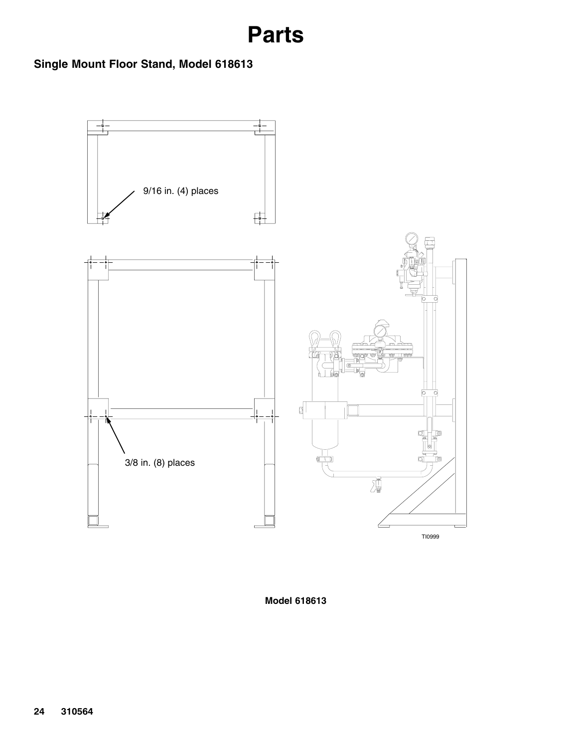# Parts

## Single Mount Floor Stand, Model 618613

9/16 in. (4) places

3/8 in. (8) places

TI0999

**Model 618613**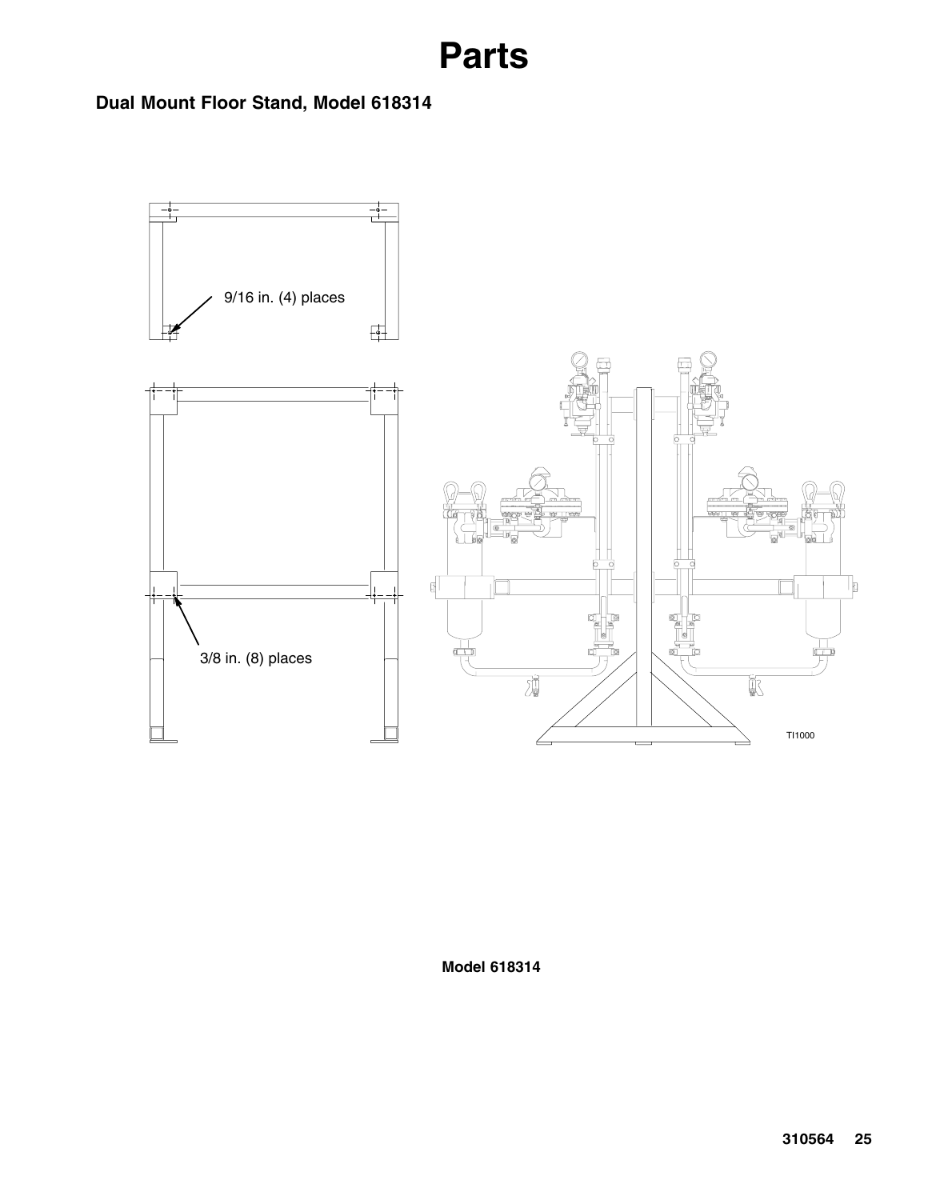# Parts

## Dual Mount Floor Stand, Model 618314

9/16 in. (4) places

3/8 in. (8) places

TI1000

**Model 618314**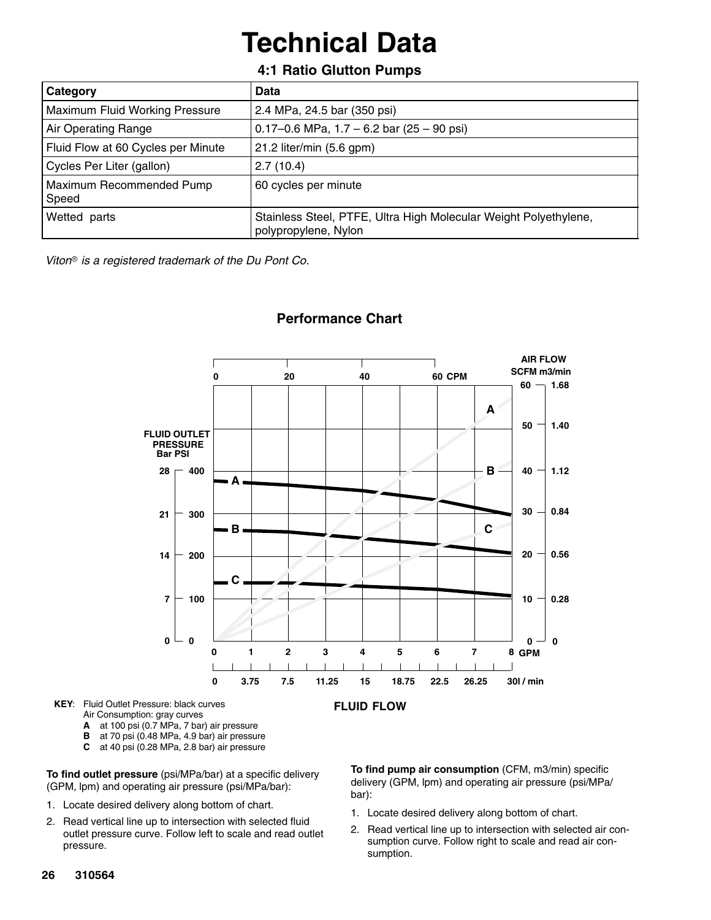# Technical Data

## 4:1 Ratio Glutton Pumps

| Category | Data |
|---|---|
| Maximum Fluid Working Pressure | 2.4 MPa, 24.5 bar (350 psi) |
| Air Operating Range | 0.17–0.6 MPa, 1.7 – 6.2 bar (25 – 90 psi) |
| Fluid Flow at 60 Cycles per Minute | 21.2 liter/min (5.6 gpm) |
| Cycles Per Liter (gallon) | 2.7 (10.4) |
| Maximum Recommended Pump Speed | 60 cycles per minute |
| Wetted parts | Stainless Steel, PTFE, Ultra High Molecular Weight Polyethylene, polypropylene, Nylon |

*Viton® is a registered trademark of the Du Pont Co.*

### Performance Chart

FLUID OUTLET PRESSURE Bar PSI

AIR FLOW SCFM m3/min

FLUID FLOW

**KEY**: Fluid Outlet Pressure: black curves
Air Consumption: gray curves
- **A** at 100 psi (0.7 MPa, 7 bar) air pressure
- **B** at 70 psi (0.48 MPa, 4.9 bar) air pressure
- **C** at 40 psi (0.28 MPa, 2.8 bar) air pressure

**To find outlet pressure** (psi/MPa/bar) at a specific delivery (GPM, lpm) and operating air pressure (psi/MPa/bar):

1. Locate desired delivery along bottom of chart.
2. Read vertical line up to intersection with selected fluid outlet pressure curve. Follow left to scale and read outlet pressure.

**To find pump air consumption** (CFM, m3/min) specific delivery (GPM, lpm) and operating air pressure (psi/MPa/bar):

1. Locate desired delivery along bottom of chart.
2. Read vertical line up to intersection with selected air consumption curve. Follow right to scale and read air consumption.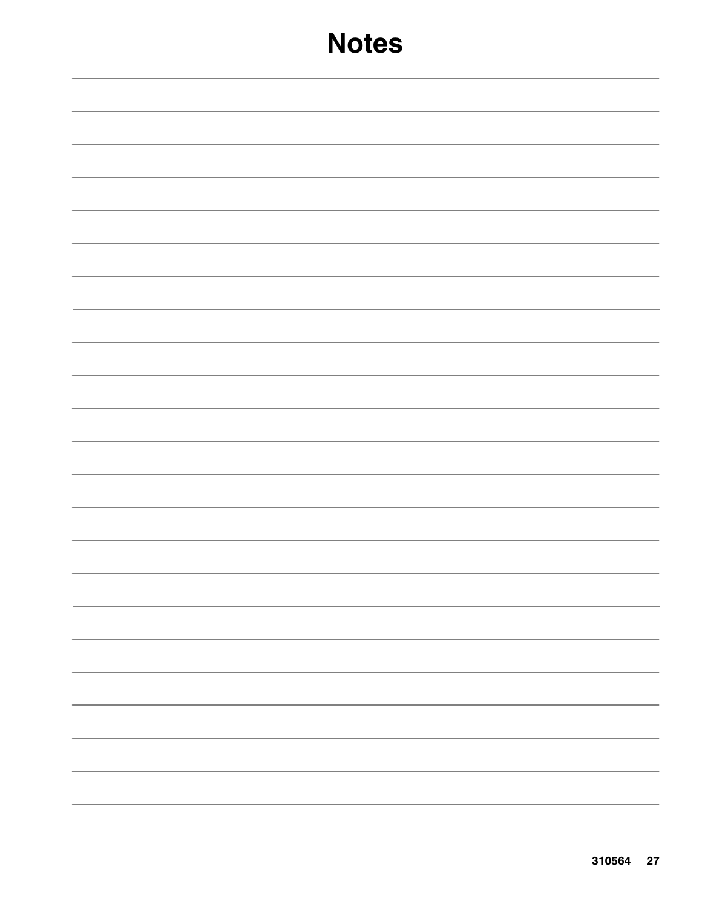# Notes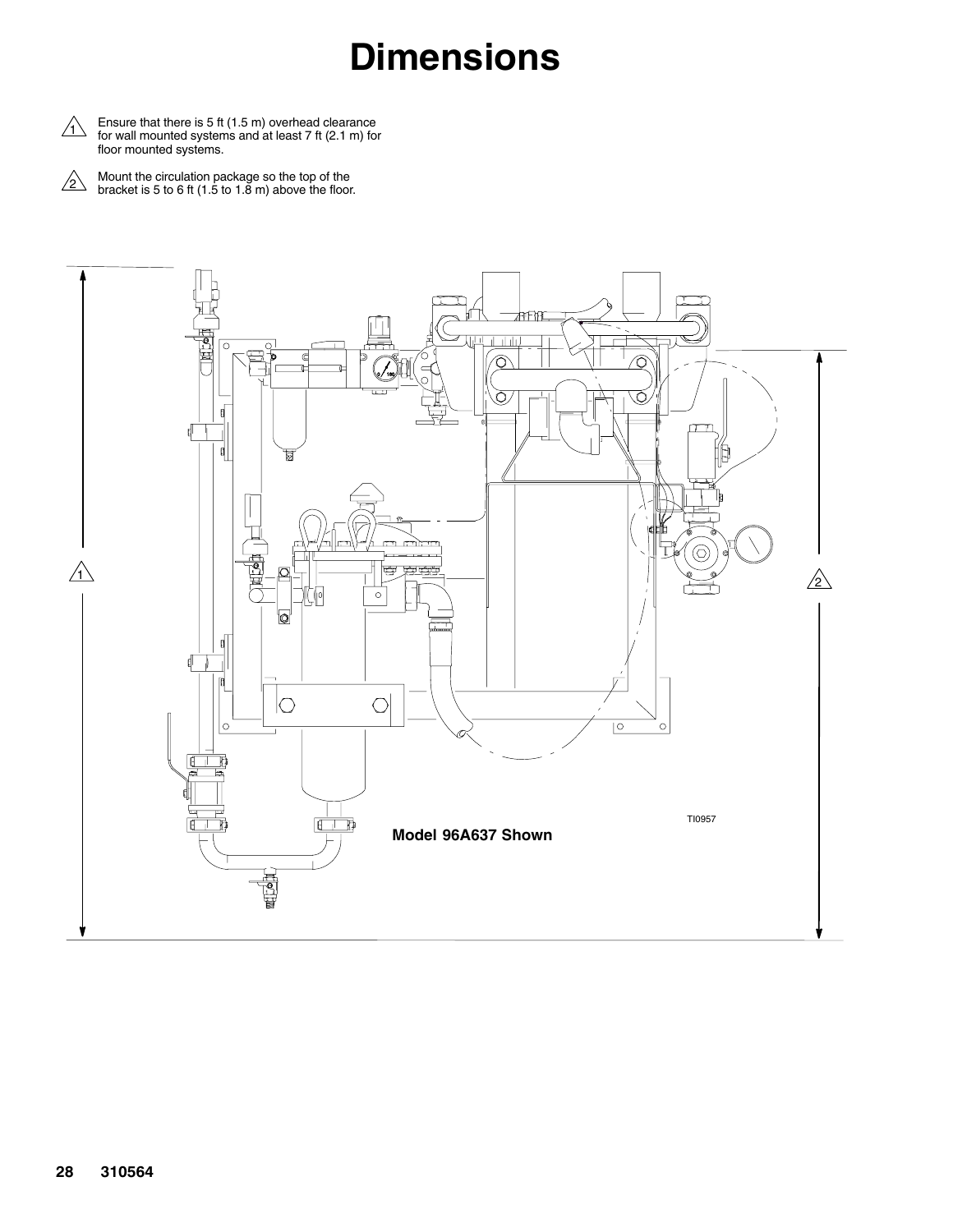# Dimensions

1. Ensure that there is 5 ft (1.5 m) overhead clearance for wall mounted systems and at least 7 ft (2.1 m) for floor mounted systems.

2. Mount the circulation package so the top of the bracket is 5 to 6 ft (1.5 to 1.8 m) above the floor.

TI0957

**Model 96A637 Shown**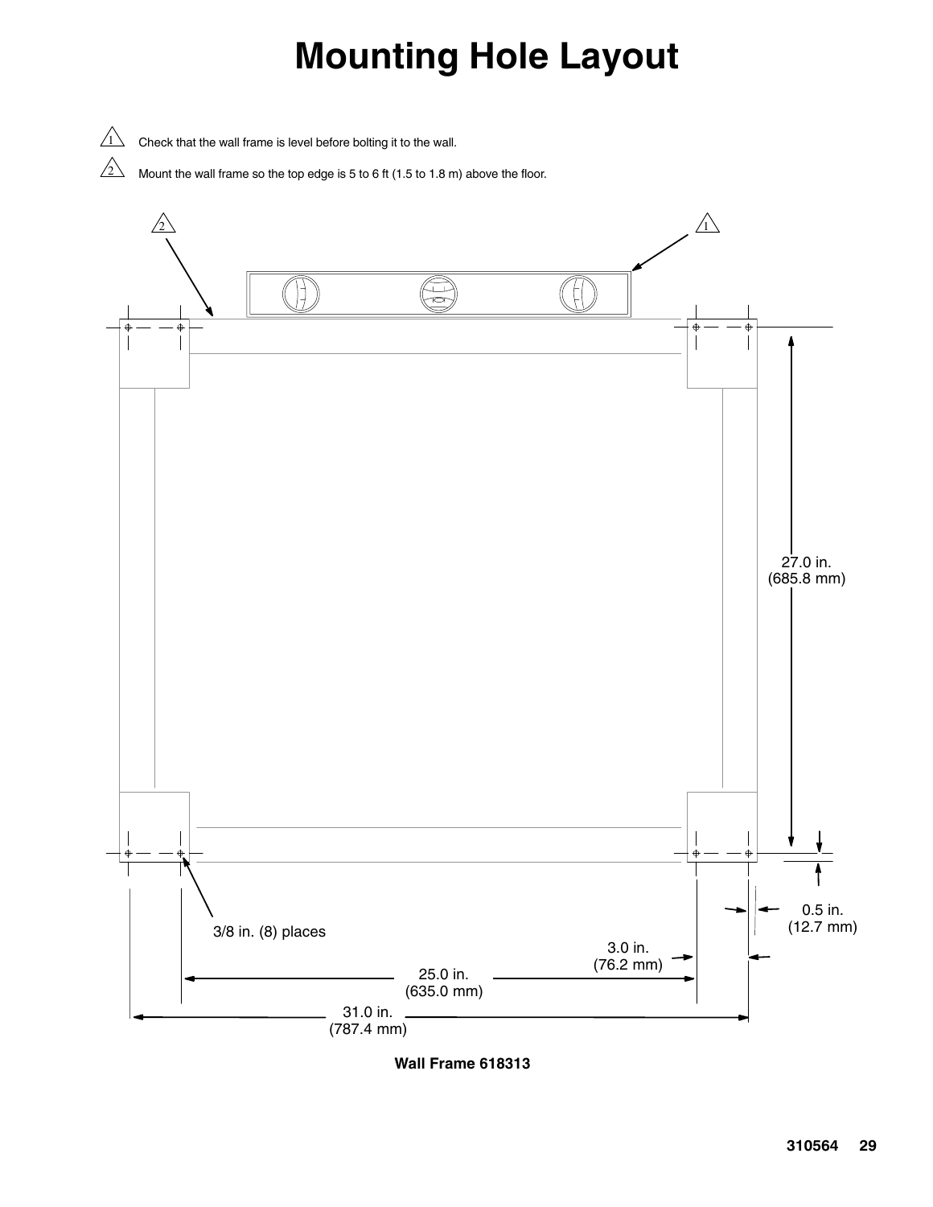# Mounting Hole Layout

1. Check that the wall frame is level before bolting it to the wall.
2. Mount the wall frame so the top edge is 5 to 6 ft (1.5 to 1.8 m) above the floor.

27.0 in. (685.8 mm)

0.5 in. (12.7 mm)

3/8 in. (8) places

3.0 in. (76.2 mm)

25.0 in. (635.0 mm)

31.0 in. (787.4 mm)

**Wall Frame 618313**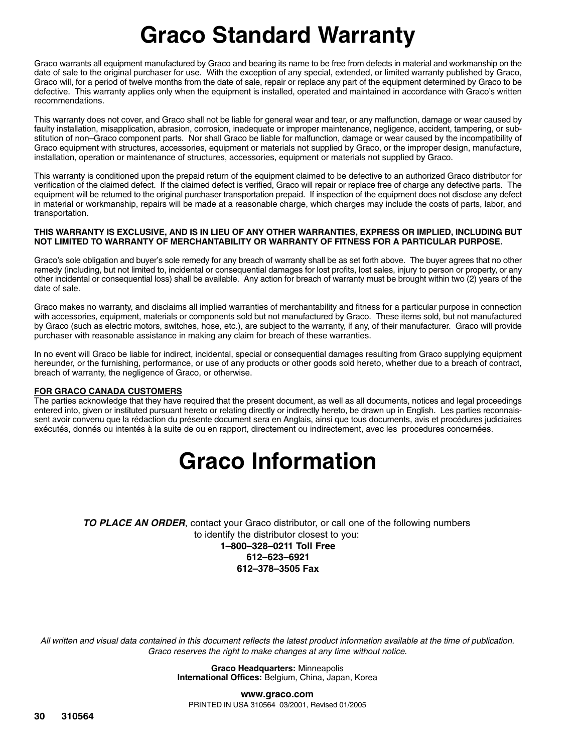# Graco Standard Warranty

Graco warrants all equipment manufactured by Graco and bearing its name to be free from defects in material and workmanship on the date of sale to the original purchaser for use. With the exception of any special, extended, or limited warranty published by Graco, Graco will, for a period of twelve months from the date of sale, repair or replace any part of the equipment determined by Graco to be defective. This warranty applies only when the equipment is installed, operated and maintained in accordance with Graco's written recommendations.

This warranty does not cover, and Graco shall not be liable for general wear and tear, or any malfunction, damage or wear caused by faulty installation, misapplication, abrasion, corrosion, inadequate or improper maintenance, negligence, accident, tampering, or substitution of non–Graco component parts. Nor shall Graco be liable for malfunction, damage or wear caused by the incompatibility of Graco equipment with structures, accessories, equipment or materials not supplied by Graco, or the improper design, manufacture, installation, operation or maintenance of structures, accessories, equipment or materials not supplied by Graco.

This warranty is conditioned upon the prepaid return of the equipment claimed to be defective to an authorized Graco distributor for verification of the claimed defect. If the claimed defect is verified, Graco will repair or replace free of charge any defective parts. The equipment will be returned to the original purchaser transportation prepaid. If inspection of the equipment does not disclose any defect in material or workmanship, repairs will be made at a reasonable charge, which charges may include the costs of parts, labor, and transportation.

**THIS WARRANTY IS EXCLUSIVE, AND IS IN LIEU OF ANY OTHER WARRANTIES, EXPRESS OR IMPLIED, INCLUDING BUT NOT LIMITED TO WARRANTY OF MERCHANTABILITY OR WARRANTY OF FITNESS FOR A PARTICULAR PURPOSE.**

Graco's sole obligation and buyer's sole remedy for any breach of warranty shall be as set forth above. The buyer agrees that no other remedy (including, but not limited to, incidental or consequential damages for lost profits, lost sales, injury to person or property, or any other incidental or consequential loss) shall be available. Any action for breach of warranty must be brought within two (2) years of the date of sale.

Graco makes no warranty, and disclaims all implied warranties of merchantability and fitness for a particular purpose in connection with accessories, equipment, materials or components sold but not manufactured by Graco. These items sold, but not manufactured by Graco (such as electric motors, switches, hose, etc.), are subject to the warranty, if any, of their manufacturer. Graco will provide purchaser with reasonable assistance in making any claim for breach of these warranties.

In no event will Graco be liable for indirect, incidental, special or consequential damages resulting from Graco supplying equipment hereunder, or the furnishing, performance, or use of any products or other goods sold hereto, whether due to a breach of contract, breach of warranty, the negligence of Graco, or otherwise.

**FOR GRACO CANADA CUSTOMERS**

The parties acknowledge that they have required that the present document, as well as all documents, notices and legal proceedings entered into, given or instituted pursuant hereto or relating directly or indirectly hereto, be drawn up in English. Les parties reconnaissent avoir convenu que la rédaction du présente document sera en Anglais, ainsi que tous documents, avis et procédures judiciaires exécutés, donnés ou intentés à la suite de ou en rapport, directement ou indirectement, avec les procedures concernées.

# Graco Information

***TO PLACE AN ORDER***, contact your Graco distributor, or call one of the following numbers to identify the distributor closest to you:

**1–800–328–0211 Toll Free**
**612–623–6921**
**612–378–3505 Fax**

*All written and visual data contained in this document reflects the latest product information available at the time of publication. Graco reserves the right to make changes at any time without notice.*

**Graco Headquarters:** Minneapolis
**International Offices:** Belgium, China, Japan, Korea

**www.graco.com**

PRINTED IN USA 310564 03/2001, Revised 01/2005